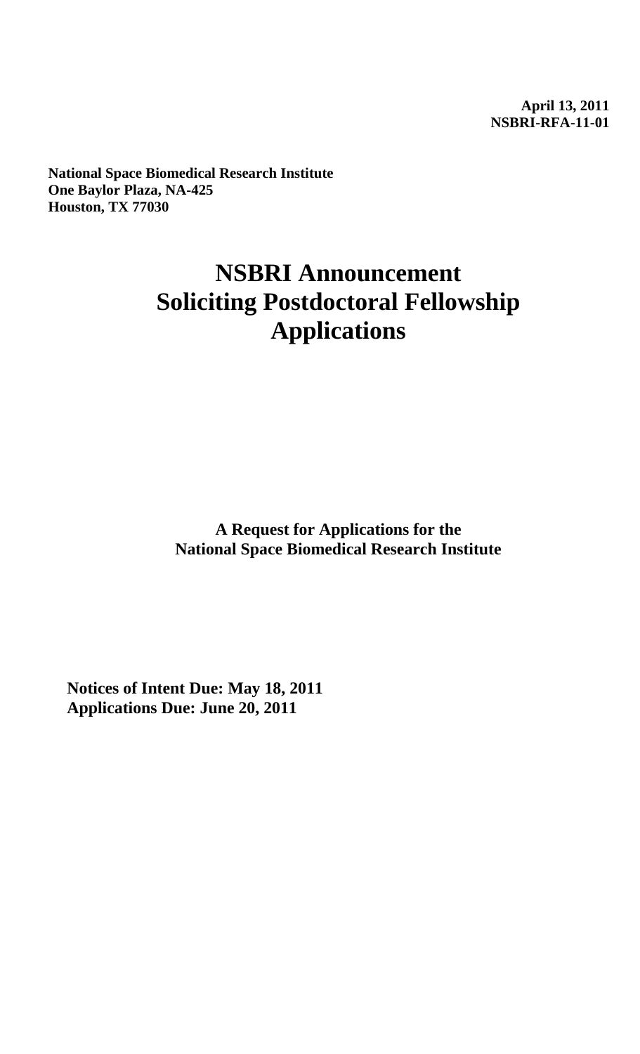**April 13, 2011**
**NSBRI-RFA-11-01**

**National Space Biomedical Research Institute**
**One Baylor Plaza, NA-425**
**Houston, TX 77030**

# NSBRI Announcement Soliciting Postdoctoral Fellowship Applications

**A Request for Applications for the National Space Biomedical Research Institute**

**Notices of Intent Due: May 18, 2011**
**Applications Due: June 20, 2011**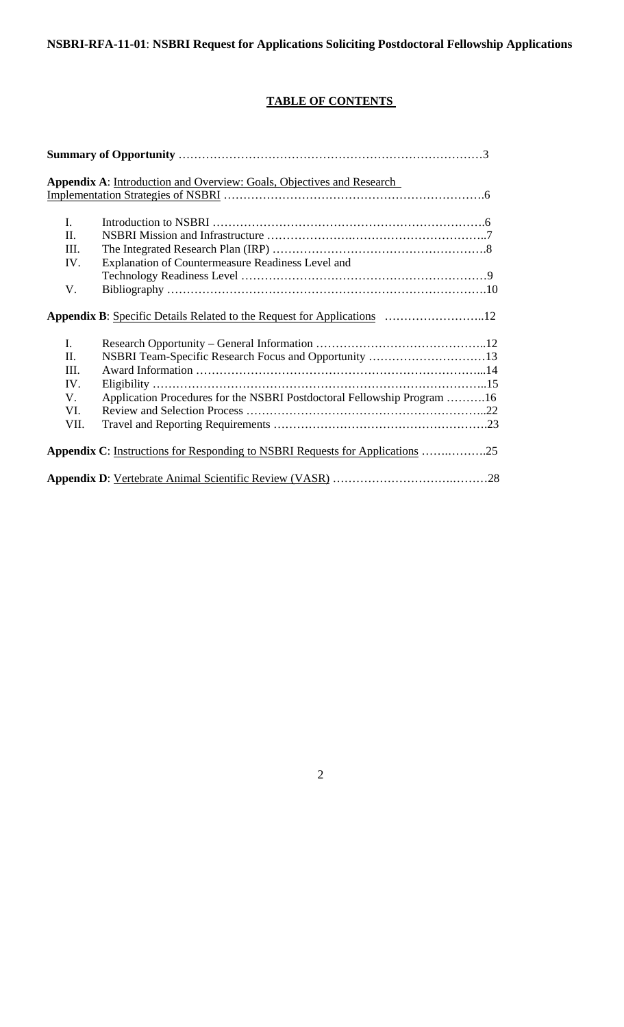**NSBRI-RFA-11-01**: **NSBRI Request for Applications Soliciting Postdoctoral Fellowship Applications**

**TABLE OF CONTENTS**

**Summary of Opportunity** …………………………………………………………………3

**Appendix A**: Introduction and Overview: Goals, Objectives and Research Implementation Strategies of NSBRI ……………………………………………………………6

| | | |
|---|---|---|
| I. | Introduction to NSBRI | 6 |
| II. | NSBRI Mission and Infrastructure | 7 |
| III. | The Integrated Research Plan (IRP) | 8 |
| IV. | Explanation of Countermeasure Readiness Level and Technology Readiness Level | 9 |
| V. | Bibliography | 10 |

**Appendix B**: Specific Details Related to the Request for Applications ……………………..12

| | | |
|---|---|---|
| I. | Research Opportunity – General Information | 12 |
| II. | NSBRI Team-Specific Research Focus and Opportunity | 13 |
| III. | Award Information | 14 |
| IV. | Eligibility | 15 |
| V. | Application Procedures for the NSBRI Postdoctoral Fellowship Program | 16 |
| VI. | Review and Selection Process | 22 |
| VII. | Travel and Reporting Requirements | 23 |

**Appendix C**: Instructions for Responding to NSBRI Requests for Applications ……..……..25

**Appendix D**: Vertebrate Animal Scientific Review (VASR) ……………………….………28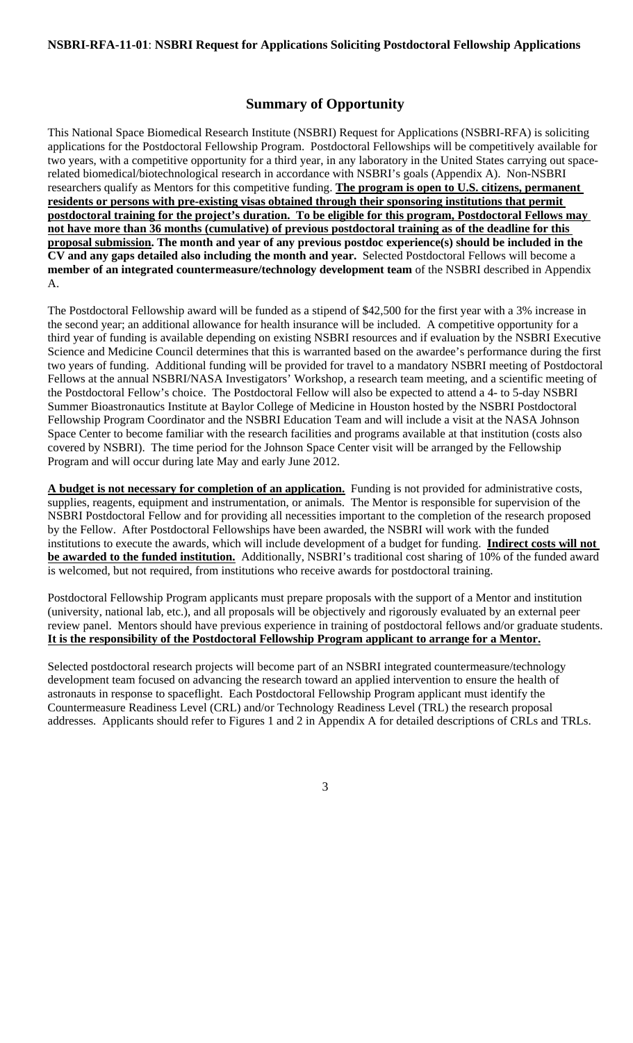## Summary of Opportunity

This National Space Biomedical Research Institute (NSBRI) Request for Applications (NSBRI-RFA) is soliciting applications for the Postdoctoral Fellowship Program. Postdoctoral Fellowships will be competitively available for two years, with a competitive opportunity for a third year, in any laboratory in the United States carrying out space-related biomedical/biotechnological research in accordance with NSBRI's goals (Appendix A). Non-NSBRI researchers qualify as Mentors for this competitive funding. **The program is open to U.S. citizens, permanent residents or persons with pre-existing visas obtained through their sponsoring institutions that permit postdoctoral training for the project's duration. To be eligible for this program, Postdoctoral Fellows may not have more than 36 months (cumulative) of previous postdoctoral training as of the deadline for this proposal submission. The month and year of any previous postdoc experience(s) should be included in the CV and any gaps detailed also including the month and year.** Selected Postdoctoral Fellows will become a **member of an integrated countermeasure/technology development team** of the NSBRI described in Appendix A.

The Postdoctoral Fellowship award will be funded as a stipend of $42,500 for the first year with a 3% increase in the second year; an additional allowance for health insurance will be included. A competitive opportunity for a third year of funding is available depending on existing NSBRI resources and if evaluation by the NSBRI Executive Science and Medicine Council determines that this is warranted based on the awardee's performance during the first two years of funding. Additional funding will be provided for travel to a mandatory NSBRI meeting of Postdoctoral Fellows at the annual NSBRI/NASA Investigators' Workshop, a research team meeting, and a scientific meeting of the Postdoctoral Fellow's choice. The Postdoctoral Fellow will also be expected to attend a 4- to 5-day NSBRI Summer Bioastronautics Institute at Baylor College of Medicine in Houston hosted by the NSBRI Postdoctoral Fellowship Program Coordinator and the NSBRI Education Team and will include a visit at the NASA Johnson Space Center to become familiar with the research facilities and programs available at that institution (costs also covered by NSBRI). The time period for the Johnson Space Center visit will be arranged by the Fellowship Program and will occur during late May and early June 2012.

**A budget is not necessary for completion of an application.** Funding is not provided for administrative costs, supplies, reagents, equipment and instrumentation, or animals. The Mentor is responsible for supervision of the NSBRI Postdoctoral Fellow and for providing all necessities important to the completion of the research proposed by the Fellow. After Postdoctoral Fellowships have been awarded, the NSBRI will work with the funded institutions to execute the awards, which will include development of a budget for funding. **Indirect costs will not be awarded to the funded institution.** Additionally, NSBRI's traditional cost sharing of 10% of the funded award is welcomed, but not required, from institutions who receive awards for postdoctoral training.

Postdoctoral Fellowship Program applicants must prepare proposals with the support of a Mentor and institution (university, national lab, etc.), and all proposals will be objectively and rigorously evaluated by an external peer review panel. Mentors should have previous experience in training of postdoctoral fellows and/or graduate students. **It is the responsibility of the Postdoctoral Fellowship Program applicant to arrange for a Mentor.**

Selected postdoctoral research projects will become part of an NSBRI integrated countermeasure/technology development team focused on advancing the research toward an applied intervention to ensure the health of astronauts in response to spaceflight. Each Postdoctoral Fellowship Program applicant must identify the Countermeasure Readiness Level (CRL) and/or Technology Readiness Level (TRL) the research proposal addresses. Applicants should refer to Figures 1 and 2 in Appendix A for detailed descriptions of CRLs and TRLs.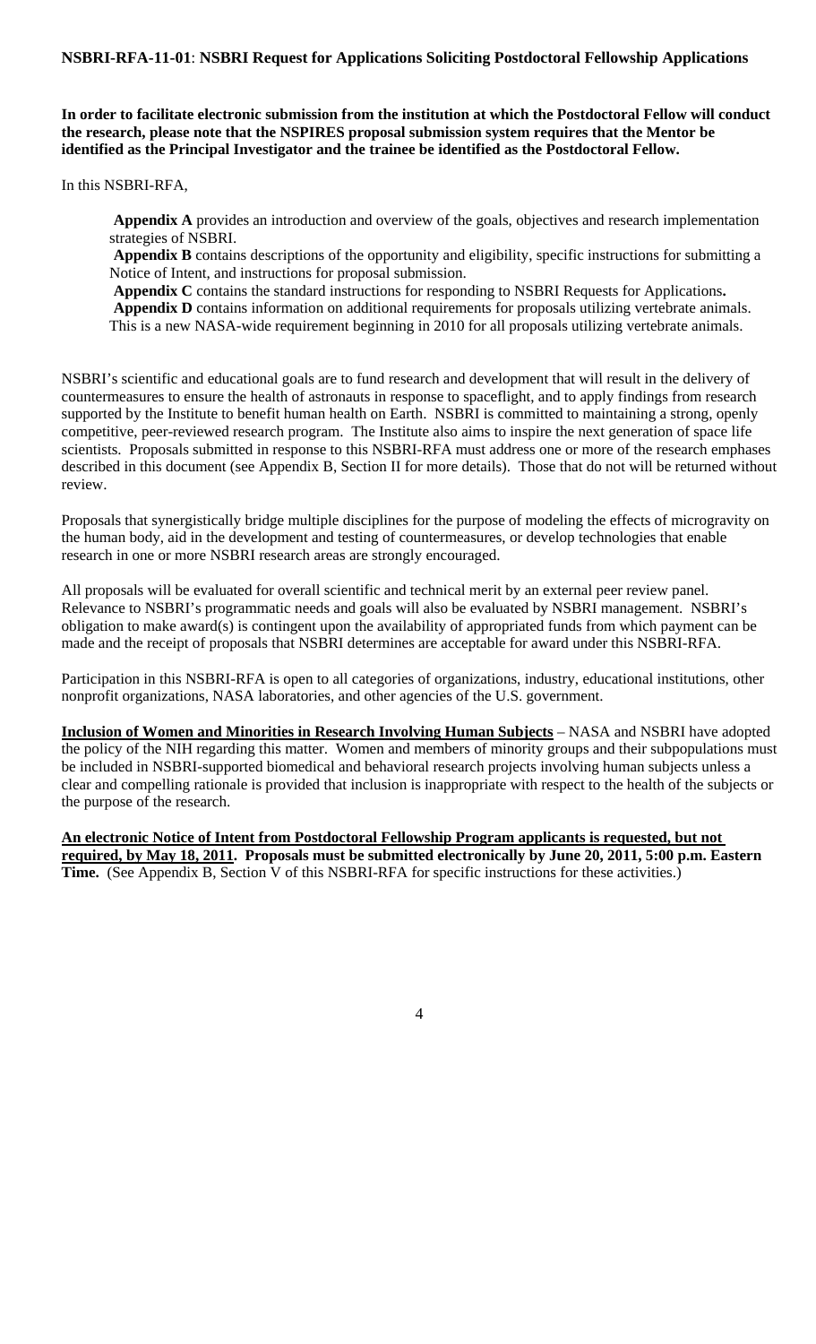**In order to facilitate electronic submission from the institution at which the Postdoctoral Fellow will conduct the research, please note that the NSPIRES proposal submission system requires that the Mentor be identified as the Principal Investigator and the trainee be identified as the Postdoctoral Fellow.**

In this NSBRI-RFA,

**Appendix A** provides an introduction and overview of the goals, objectives and research implementation strategies of NSBRI.
**Appendix B** contains descriptions of the opportunity and eligibility, specific instructions for submitting a Notice of Intent, and instructions for proposal submission.
**Appendix C** contains the standard instructions for responding to NSBRI Requests for Applications**.**
**Appendix D** contains information on additional requirements for proposals utilizing vertebrate animals. This is a new NASA-wide requirement beginning in 2010 for all proposals utilizing vertebrate animals.

NSBRI's scientific and educational goals are to fund research and development that will result in the delivery of countermeasures to ensure the health of astronauts in response to spaceflight, and to apply findings from research supported by the Institute to benefit human health on Earth. NSBRI is committed to maintaining a strong, openly competitive, peer-reviewed research program. The Institute also aims to inspire the next generation of space life scientists. Proposals submitted in response to this NSBRI-RFA must address one or more of the research emphases described in this document (see Appendix B, Section II for more details). Those that do not will be returned without review.

Proposals that synergistically bridge multiple disciplines for the purpose of modeling the effects of microgravity on the human body, aid in the development and testing of countermeasures, or develop technologies that enable research in one or more NSBRI research areas are strongly encouraged.

All proposals will be evaluated for overall scientific and technical merit by an external peer review panel. Relevance to NSBRI's programmatic needs and goals will also be evaluated by NSBRI management. NSBRI's obligation to make award(s) is contingent upon the availability of appropriated funds from which payment can be made and the receipt of proposals that NSBRI determines are acceptable for award under this NSBRI-RFA.

Participation in this NSBRI-RFA is open to all categories of organizations, industry, educational institutions, other nonprofit organizations, NASA laboratories, and other agencies of the U.S. government.

**Inclusion of Women and Minorities in Research Involving Human Subjects** – NASA and NSBRI have adopted the policy of the NIH regarding this matter. Women and members of minority groups and their subpopulations must be included in NSBRI-supported biomedical and behavioral research projects involving human subjects unless a clear and compelling rationale is provided that inclusion is inappropriate with respect to the health of the subjects or the purpose of the research.

**An electronic Notice of Intent from Postdoctoral Fellowship Program applicants is requested, but not required, by May 18, 2011. Proposals must be submitted electronically by June 20, 2011, 5:00 p.m. Eastern Time.** (See Appendix B, Section V of this NSBRI-RFA for specific instructions for these activities.)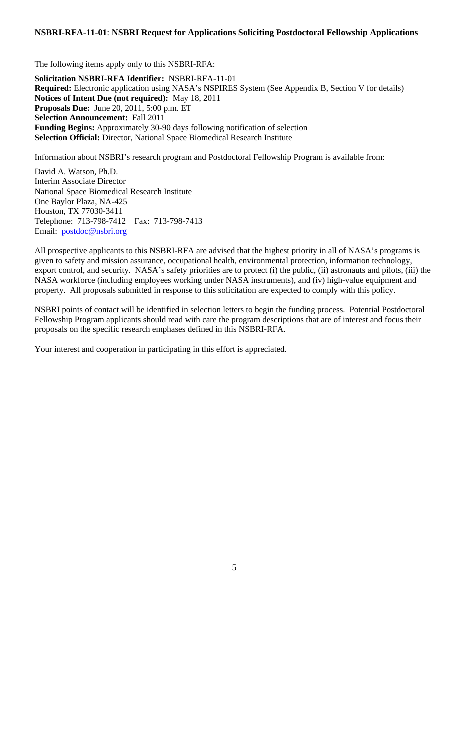The following items apply only to this NSBRI-RFA:

**Solicitation NSBRI-RFA Identifier:** NSBRI-RFA-11-01
**Required:** Electronic application using NASA's NSPIRES System (See Appendix B, Section V for details)
**Notices of Intent Due (not required):** May 18, 2011
**Proposals Due:** June 20, 2011, 5:00 p.m. ET
**Selection Announcement:** Fall 2011
**Funding Begins:** Approximately 30-90 days following notification of selection
**Selection Official:** Director, National Space Biomedical Research Institute

Information about NSBRI's research program and Postdoctoral Fellowship Program is available from:

David A. Watson, Ph.D.
Interim Associate Director
National Space Biomedical Research Institute
One Baylor Plaza, NA-425
Houston, TX 77030-3411
Telephone: 713-798-7412 Fax: 713-798-7413
Email: postdoc@nsbri.org

All prospective applicants to this NSBRI-RFA are advised that the highest priority in all of NASA's programs is given to safety and mission assurance, occupational health, environmental protection, information technology, export control, and security. NASA's safety priorities are to protect (i) the public, (ii) astronauts and pilots, (iii) the NASA workforce (including employees working under NASA instruments), and (iv) high-value equipment and property. All proposals submitted in response to this solicitation are expected to comply with this policy.

NSBRI points of contact will be identified in selection letters to begin the funding process. Potential Postdoctoral Fellowship Program applicants should read with care the program descriptions that are of interest and focus their proposals on the specific research emphases defined in this NSBRI-RFA.

Your interest and cooperation in participating in this effort is appreciated.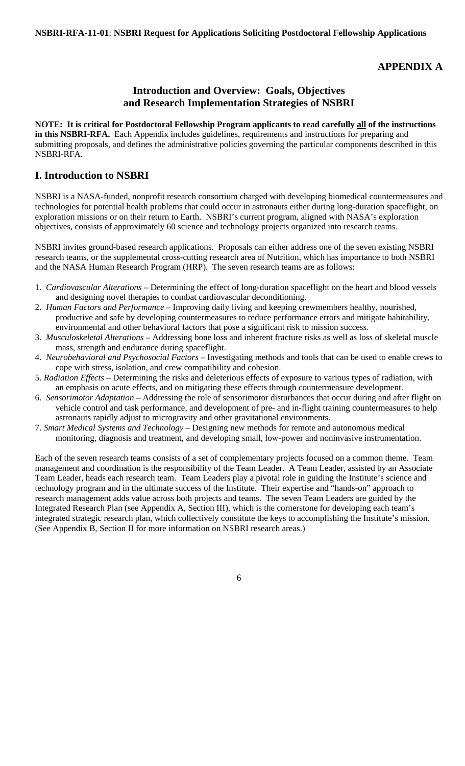**APPENDIX A**

## Introduction and Overview: Goals, Objectives and Research Implementation Strategies of NSBRI

**NOTE: It is critical for Postdoctoral Fellowship Program applicants to read carefully all of the instructions in this NSBRI-RFA.** Each Appendix includes guidelines, requirements and instructions for preparing and submitting proposals, and defines the administrative policies governing the particular components described in this NSBRI-RFA.

## I. Introduction to NSBRI

NSBRI is a NASA-funded, nonprofit research consortium charged with developing biomedical countermeasures and technologies for potential health problems that could occur in astronauts either during long-duration spaceflight, on exploration missions or on their return to Earth. NSBRI's current program, aligned with NASA's exploration objectives, consists of approximately 60 science and technology projects organized into research teams.

NSBRI invites ground-based research applications. Proposals can either address one of the seven existing NSBRI research teams, or the supplemental cross-cutting research area of Nutrition, which has importance to both NSBRI and the NASA Human Research Program (HRP). The seven research teams are as follows:

1. *Cardiovascular Alterations* – Determining the effect of long-duration spaceflight on the heart and blood vessels and designing novel therapies to combat cardiovascular deconditioning.
2. *Human Factors and Performance* – Improving daily living and keeping crewmembers healthy, nourished, productive and safe by developing countermeasures to reduce performance errors and mitigate habitability, environmental and other behavioral factors that pose a significant risk to mission success.
3. *Musculoskeletal Alterations* – Addressing bone loss and inherent fracture risks as well as loss of skeletal muscle mass, strength and endurance during spaceflight.
4. *Neurobehavioral and Psychosocial Factors* – Investigating methods and tools that can be used to enable crews to cope with stress, isolation, and crew compatibility and cohesion.
5. *Radiation Effects* – Determining the risks and deleterious effects of exposure to various types of radiation, with an emphasis on acute effects, and on mitigating these effects through countermeasure development.
6. *Sensorimotor Adaptation* – Addressing the role of sensorimotor disturbances that occur during and after flight on vehicle control and task performance, and development of pre- and in-flight training countermeasures to help astronauts rapidly adjust to microgravity and other gravitational environments.
7. *Smart Medical Systems and Technology* – Designing new methods for remote and autonomous medical monitoring, diagnosis and treatment, and developing small, low-power and noninvasive instrumentation.

Each of the seven research teams consists of a set of complementary projects focused on a common theme. Team management and coordination is the responsibility of the Team Leader. A Team Leader, assisted by an Associate Team Leader, heads each research team. Team Leaders play a pivotal role in guiding the Institute's science and technology program and in the ultimate success of the Institute. Their expertise and "hands-on" approach to research management adds value across both projects and teams. The seven Team Leaders are guided by the Integrated Research Plan (see Appendix A, Section III), which is the cornerstone for developing each team's integrated strategic research plan, which collectively constitute the keys to accomplishing the Institute's mission. (See Appendix B, Section II for more information on NSBRI research areas.)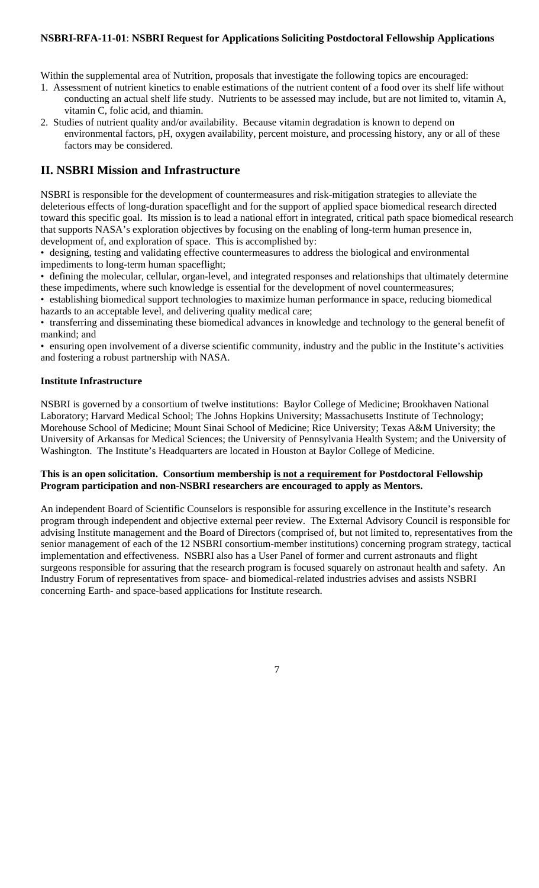Within the supplemental area of Nutrition, proposals that investigate the following topics are encouraged:

1. Assessment of nutrient kinetics to enable estimations of the nutrient content of a food over its shelf life without conducting an actual shelf life study. Nutrients to be assessed may include, but are not limited to, vitamin A, vitamin C, folic acid, and thiamin.
2. Studies of nutrient quality and/or availability. Because vitamin degradation is known to depend on environmental factors, pH, oxygen availability, percent moisture, and processing history, any or all of these factors may be considered.

## II. NSBRI Mission and Infrastructure

NSBRI is responsible for the development of countermeasures and risk-mitigation strategies to alleviate the deleterious effects of long-duration spaceflight and for the support of applied space biomedical research directed toward this specific goal. Its mission is to lead a national effort in integrated, critical path space biomedical research that supports NASA's exploration objectives by focusing on the enabling of long-term human presence in, development of, and exploration of space. This is accomplished by:

- designing, testing and validating effective countermeasures to address the biological and environmental impediments to long-term human spaceflight;
- defining the molecular, cellular, organ-level, and integrated responses and relationships that ultimately determine these impediments, where such knowledge is essential for the development of novel countermeasures;
- establishing biomedical support technologies to maximize human performance in space, reducing biomedical hazards to an acceptable level, and delivering quality medical care;
- transferring and disseminating these biomedical advances in knowledge and technology to the general benefit of mankind; and
- ensuring open involvement of a diverse scientific community, industry and the public in the Institute's activities and fostering a robust partnership with NASA.

### Institute Infrastructure

NSBRI is governed by a consortium of twelve institutions: Baylor College of Medicine; Brookhaven National Laboratory; Harvard Medical School; The Johns Hopkins University; Massachusetts Institute of Technology; Morehouse School of Medicine; Mount Sinai School of Medicine; Rice University; Texas A&M University; the University of Arkansas for Medical Sciences; the University of Pennsylvania Health System; and the University of Washington. The Institute's Headquarters are located in Houston at Baylor College of Medicine.

**This is an open solicitation. Consortium membership is not a requirement for Postdoctoral Fellowship Program participation and non-NSBRI researchers are encouraged to apply as Mentors.**

An independent Board of Scientific Counselors is responsible for assuring excellence in the Institute's research program through independent and objective external peer review. The External Advisory Council is responsible for advising Institute management and the Board of Directors (comprised of, but not limited to, representatives from the senior management of each of the 12 NSBRI consortium-member institutions) concerning program strategy, tactical implementation and effectiveness. NSBRI also has a User Panel of former and current astronauts and flight surgeons responsible for assuring that the research program is focused squarely on astronaut health and safety. An Industry Forum of representatives from space- and biomedical-related industries advises and assists NSBRI concerning Earth- and space-based applications for Institute research.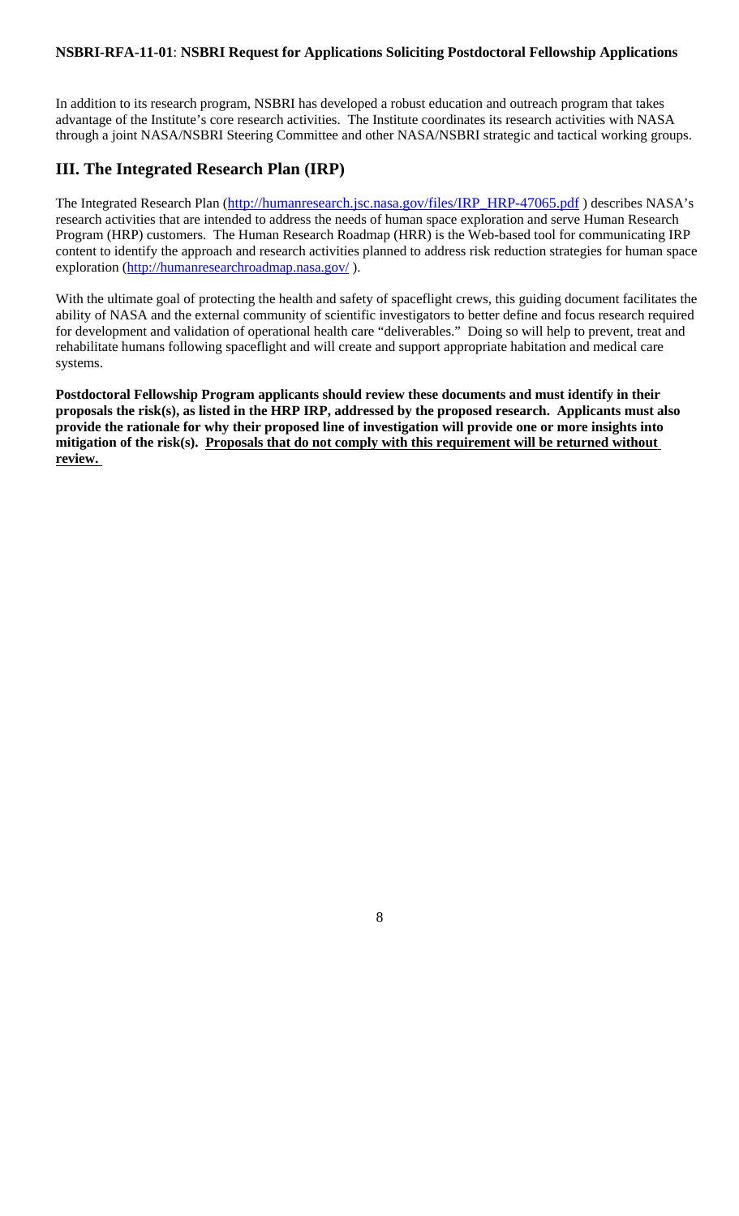In addition to its research program, NSBRI has developed a robust education and outreach program that takes advantage of the Institute's core research activities. The Institute coordinates its research activities with NASA through a joint NASA/NSBRI Steering Committee and other NASA/NSBRI strategic and tactical working groups.

## III. The Integrated Research Plan (IRP)

The Integrated Research Plan ([http://humanresearch.jsc.nasa.gov/files/IRP_HRP-47065.pdf](http://humanresearch.jsc.nasa.gov/files/IRP_HRP-47065.pdf) ) describes NASA's research activities that are intended to address the needs of human space exploration and serve Human Research Program (HRP) customers. The Human Research Roadmap (HRR) is the Web-based tool for communicating IRP content to identify the approach and research activities planned to address risk reduction strategies for human space exploration ([http://humanresearchroadmap.nasa.gov/](http://humanresearchroadmap.nasa.gov/) ).

With the ultimate goal of protecting the health and safety of spaceflight crews, this guiding document facilitates the ability of NASA and the external community of scientific investigators to better define and focus research required for development and validation of operational health care "deliverables." Doing so will help to prevent, treat and rehabilitate humans following spaceflight and will create and support appropriate habitation and medical care systems.

**Postdoctoral Fellowship Program applicants should review these documents and must identify in their proposals the risk(s), as listed in the HRP IRP, addressed by the proposed research. Applicants must also provide the rationale for why their proposed line of investigation will provide one or more insights into mitigation of the risk(s. <u>Proposals that do not comply with this requirement will be returned without review.</u>**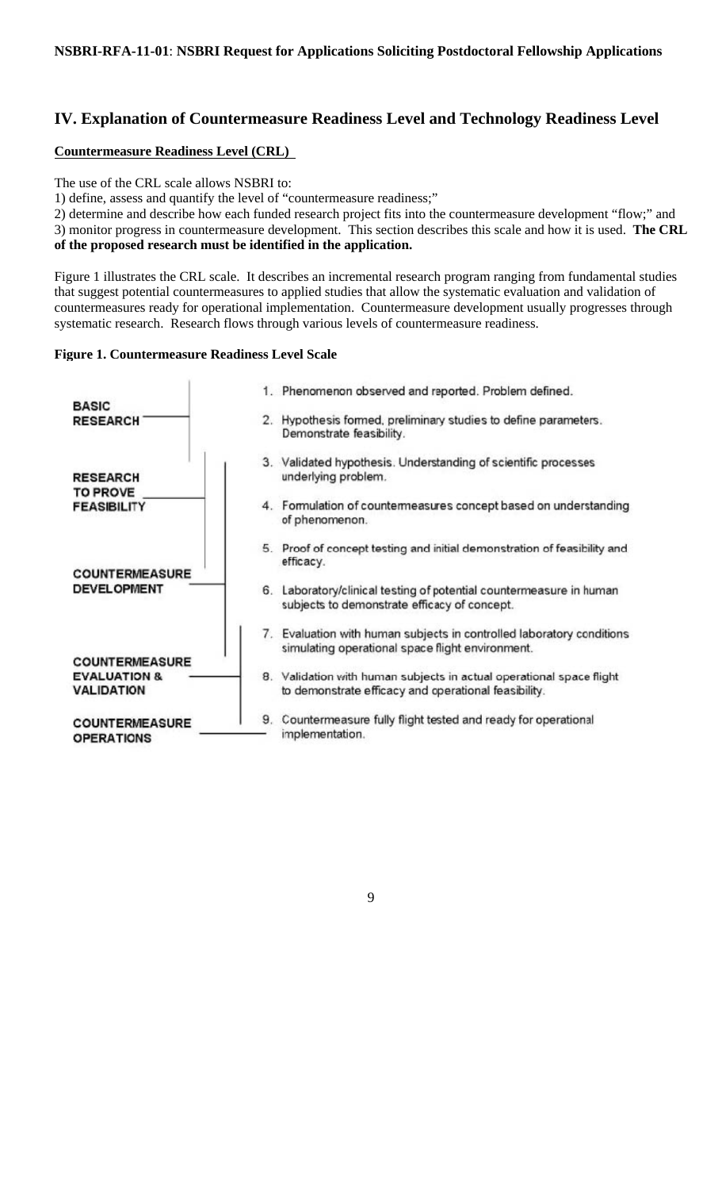## IV. Explanation of Countermeasure Readiness Level and Technology Readiness Level

**Countermeasure Readiness Level (CRL)**

The use of the CRL scale allows NSBRI to:
1) define, assess and quantify the level of "countermeasure readiness;"
2) determine and describe how each funded research project fits into the countermeasure development "flow;" and
3) monitor progress in countermeasure development. This section describes this scale and how it is used. **The CRL of the proposed research must be identified in the application.**

Figure 1 illustrates the CRL scale. It describes an incremental research program ranging from fundamental studies that suggest potential countermeasures to applied studies that allow the systematic evaluation and validation of countermeasures ready for operational implementation. Countermeasure development usually progresses through systematic research. Research flows through various levels of countermeasure readiness.

**Figure 1. Countermeasure Readiness Level Scale**

| Category | Level |
| --- | --- |
| BASIC RESEARCH | 1. Phenomenon observed and reported. Problem defined. |
| | 2. Hypothesis formed, preliminary studies to define parameters. Demonstrate feasibility. |
| RESEARCH TO PROVE FEASIBILITY | 3. Validated hypothesis. Understanding of scientific processes underlying problem. |
| | 4. Formulation of countermeasures concept based on understanding of phenomenon. |
| COUNTERMEASURE DEVELOPMENT | 5. Proof of concept testing and initial demonstration of feasibility and efficacy. |
| | 6. Laboratory/clinical testing of potential countermeasure in human subjects to demonstrate efficacy of concept. |
| COUNTERMEASURE EVALUATION & VALIDATION | 7. Evaluation with human subjects in controlled laboratory conditions simulating operational space flight environment. |
| | 8. Validation with human subjects in actual operational space flight to demonstrate efficacy and operational feasibility. |
| COUNTERMEASURE OPERATIONS | 9. Countermeasure fully flight tested and ready for operational implementation. |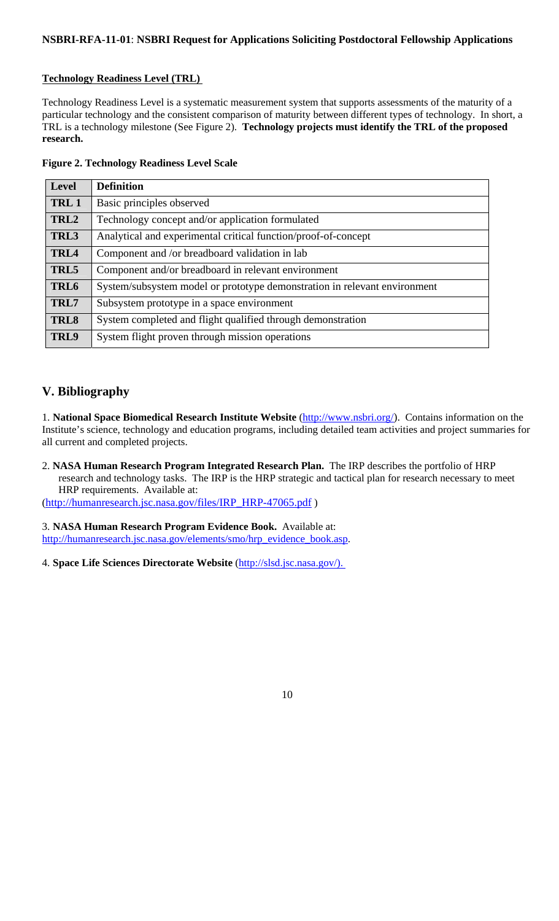**Technology Readiness Level (TRL)**

Technology Readiness Level is a systematic measurement system that supports assessments of the maturity of a particular technology and the consistent comparison of maturity between different types of technology. In short, a TRL is a technology milestone (See Figure 2). **Technology projects must identify the TRL of the proposed research.**

**Figure 2. Technology Readiness Level Scale**

| Level | Definition |
|---|---|
| TRL 1 | Basic principles observed |
| TRL2 | Technology concept and/or application formulated |
| TRL3 | Analytical and experimental critical function/proof-of-concept |
| TRL4 | Component and /or breadboard validation in lab |
| TRL5 | Component and/or breadboard in relevant environment |
| TRL6 | System/subsystem model or prototype demonstration in relevant environment |
| TRL7 | Subsystem prototype in a space environment |
| TRL8 | System completed and flight qualified through demonstration |
| TRL9 | System flight proven through mission operations |

## V. Bibliography

1. **National Space Biomedical Research Institute Website** (http://www.nsbri.org/). Contains information on the Institute's science, technology and education programs, including detailed team activities and project summaries for all current and completed projects.

2. **NASA Human Research Program Integrated Research Plan.** The IRP describes the portfolio of HRP research and technology tasks. The IRP is the HRP strategic and tactical plan for research necessary to meet HRP requirements. Available at: (http://humanresearch.jsc.nasa.gov/files/IRP_HRP-47065.pdf )

3. **NASA Human Research Program Evidence Book.** Available at: http://humanresearch.jsc.nasa.gov/elements/smo/hrp_evidence_book.asp.

4. **Space Life Sciences Directorate Website** (http://slsd.jsc.nasa.gov/).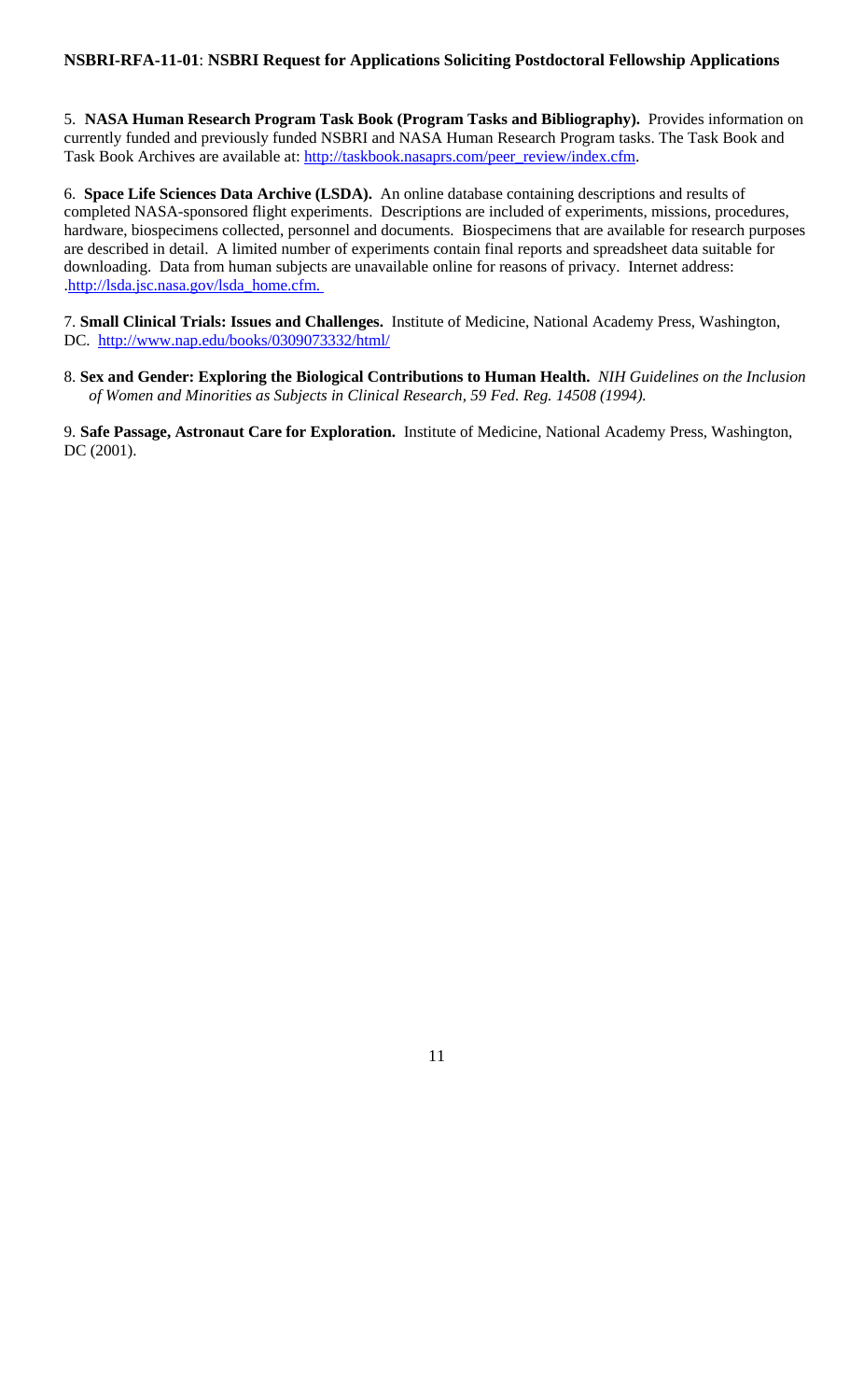5. **NASA Human Research Program Task Book (Program Tasks and Bibliography).** Provides information on currently funded and previously funded NSBRI and NASA Human Research Program tasks. The Task Book and Task Book Archives are available at: http://taskbook.nasaprs.com/peer_review/index.cfm.

6. **Space Life Sciences Data Archive (LSDA).** An online database containing descriptions and results of completed NASA-sponsored flight experiments. Descriptions are included of experiments, missions, procedures, hardware, biospecimens collected, personnel and documents. Biospecimens that are available for research purposes are described in detail. A limited number of experiments contain final reports and spreadsheet data suitable for downloading. Data from human subjects are unavailable online for reasons of privacy. Internet address: .http://lsda.jsc.nasa.gov/lsda_home.cfm.

7. **Small Clinical Trials: Issues and Challenges.** Institute of Medicine, National Academy Press, Washington, DC. http://www.nap.edu/books/0309073332/html/

8. **Sex and Gender: Exploring the Biological Contributions to Human Health.** *NIH Guidelines on the Inclusion of Women and Minorities as Subjects in Clinical Research, 59 Fed. Reg. 14508 (1994).*

9. **Safe Passage, Astronaut Care for Exploration.** Institute of Medicine, National Academy Press, Washington, DC (2001).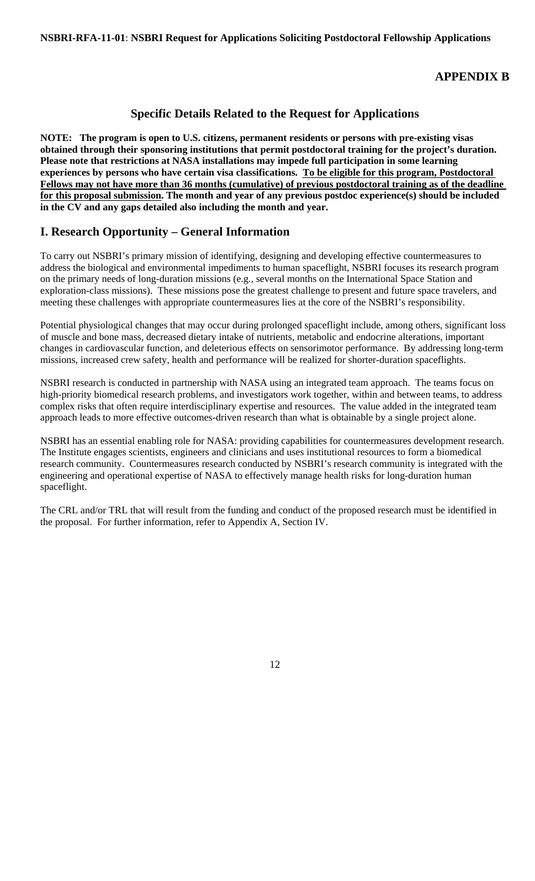**APPENDIX B**

## Specific Details Related to the Request for Applications

**NOTE: The program is open to U.S. citizens, permanent residents or persons with pre-existing visas obtained through their sponsoring institutions that permit postdoctoral training for the project's duration. Please note that restrictions at NASA installations may impede full participation in some learning experiences by persons who have certain visa classifications. <u>To be eligible for this program, Postdoctoral Fellows may not have more than 36 months (cumulative) of previous postdoctoral training as of the deadline for this proposal submission.</u> The month and year of any previous postdoc experience(s) should be included in the CV and any gaps detailed also including the month and year.**

## I. Research Opportunity – General Information

To carry out NSBRI's primary mission of identifying, designing and developing effective countermeasures to address the biological and environmental impediments to human spaceflight, NSBRI focuses its research program on the primary needs of long-duration missions (e.g., several months on the International Space Station and exploration-class missions). These missions pose the greatest challenge to present and future space travelers, and meeting these challenges with appropriate countermeasures lies at the core of the NSBRI's responsibility.

Potential physiological changes that may occur during prolonged spaceflight include, among others, significant loss of muscle and bone mass, decreased dietary intake of nutrients, metabolic and endocrine alterations, important changes in cardiovascular function, and deleterious effects on sensorimotor performance. By addressing long-term missions, increased crew safety, health and performance will be realized for shorter-duration spaceflights.

NSBRI research is conducted in partnership with NASA using an integrated team approach. The teams focus on high-priority biomedical research problems, and investigators work together, within and between teams, to address complex risks that often require interdisciplinary expertise and resources. The value added in the integrated team approach leads to more effective outcomes-driven research than what is obtainable by a single project alone.

NSBRI has an essential enabling role for NASA: providing capabilities for countermeasures development research. The Institute engages scientists, engineers and clinicians and uses institutional resources to form a biomedical research community. Countermeasures research conducted by NSBRI's research community is integrated with the engineering and operational expertise of NASA to effectively manage health risks for long-duration human spaceflight.

The CRL and/or TRL that will result from the funding and conduct of the proposed research must be identified in the proposal. For further information, refer to Appendix A, Section IV.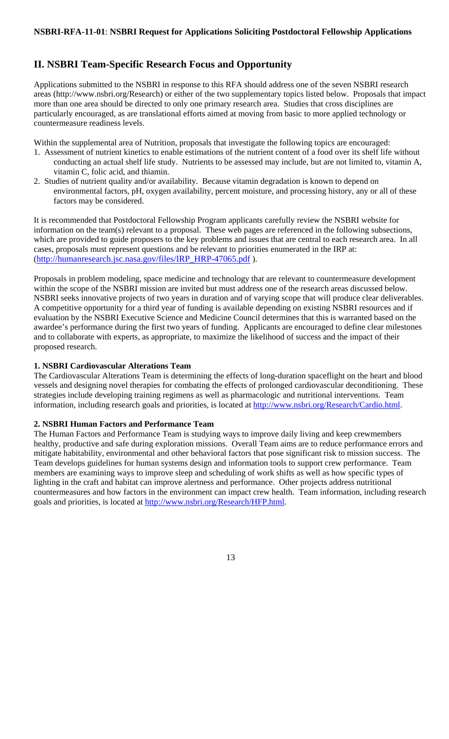## II. NSBRI Team-Specific Research Focus and Opportunity

Applications submitted to the NSBRI in response to this RFA should address one of the seven NSBRI research areas (http://www.nsbri.org/Research) or either of the two supplementary topics listed below. Proposals that impact more than one area should be directed to only one primary research area. Studies that cross disciplines are particularly encouraged, as are translational efforts aimed at moving from basic to more applied technology or countermeasure readiness levels.

Within the supplemental area of Nutrition, proposals that investigate the following topics are encouraged:

1. Assessment of nutrient kinetics to enable estimations of the nutrient content of a food over its shelf life without conducting an actual shelf life study. Nutrients to be assessed may include, but are not limited to, vitamin A, vitamin C, folic acid, and thiamin.
2. Studies of nutrient quality and/or availability. Because vitamin degradation is known to depend on environmental factors, pH, oxygen availability, percent moisture, and processing history, any or all of these factors may be considered.

It is recommended that Postdoctoral Fellowship Program applicants carefully review the NSBRI website for information on the team(s) relevant to a proposal. These web pages are referenced in the following subsections, which are provided to guide proposers to the key problems and issues that are central to each research area. In all cases, proposals must represent questions and be relevant to priorities enumerated in the IRP at: (http://humanresearch.jsc.nasa.gov/files/IRP_HRP-47065.pdf ).

Proposals in problem modeling, space medicine and technology that are relevant to countermeasure development within the scope of the NSBRI mission are invited but must address one of the research areas discussed below. NSBRI seeks innovative projects of two years in duration and of varying scope that will produce clear deliverables. A competitive opportunity for a third year of funding is available depending on existing NSBRI resources and if evaluation by the NSBRI Executive Science and Medicine Council determines that this is warranted based on the awardee's performance during the first two years of funding. Applicants are encouraged to define clear milestones and to collaborate with experts, as appropriate, to maximize the likelihood of success and the impact of their proposed research.

### 1. NSBRI Cardiovascular Alterations Team

The Cardiovascular Alterations Team is determining the effects of long-duration spaceflight on the heart and blood vessels and designing novel therapies for combating the effects of prolonged cardiovascular deconditioning. These strategies include developing training regimens as well as pharmacologic and nutritional interventions. Team information, including research goals and priorities, is located at http://www.nsbri.org/Research/Cardio.html.

### 2. NSBRI Human Factors and Performance Team

The Human Factors and Performance Team is studying ways to improve daily living and keep crewmembers healthy, productive and safe during exploration missions. Overall Team aims are to reduce performance errors and mitigate habitability, environmental and other behavioral factors that pose significant risk to mission success. The Team develops guidelines for human systems design and information tools to support crew performance. Team members are examining ways to improve sleep and scheduling of work shifts as well as how specific types of lighting in the craft and habitat can improve alertness and performance. Other projects address nutritional countermeasures and how factors in the environment can impact crew health. Team information, including research goals and priorities, is located at http://www.nsbri.org/Research/HFP.html.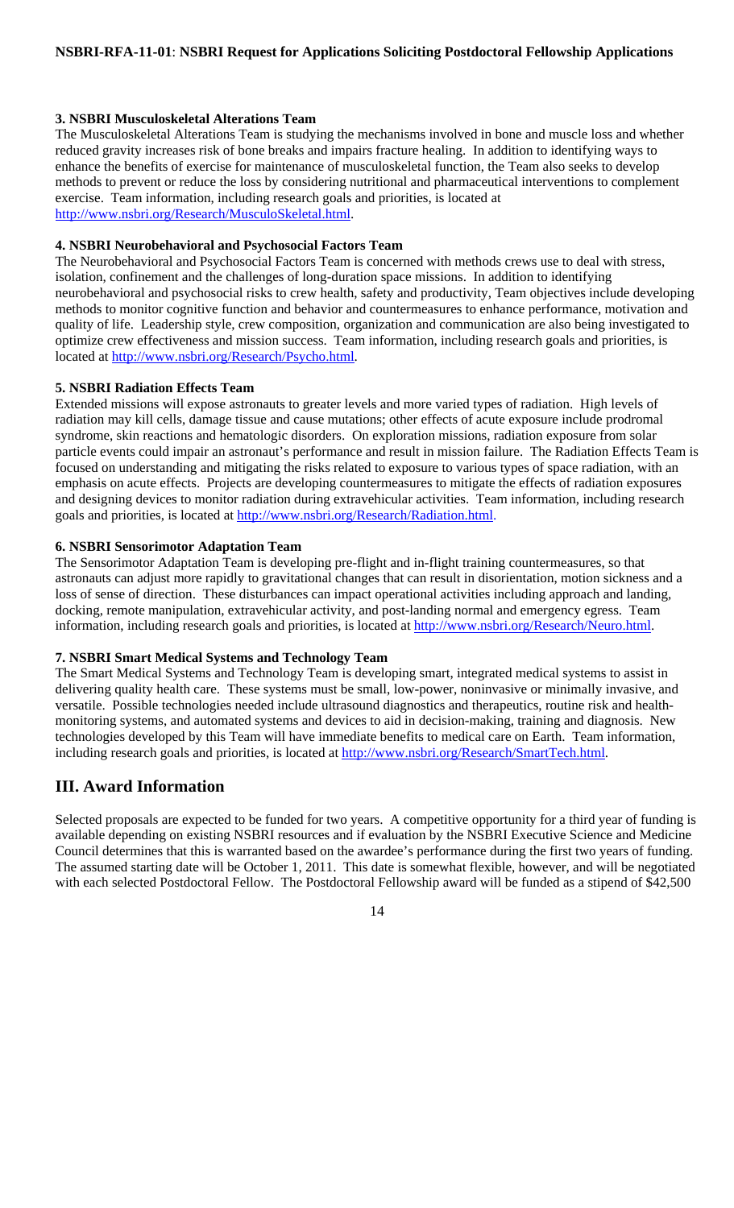#### 3. NSBRI Musculoskeletal Alterations Team

The Musculoskeletal Alterations Team is studying the mechanisms involved in bone and muscle loss and whether reduced gravity increases risk of bone breaks and impairs fracture healing. In addition to identifying ways to enhance the benefits of exercise for maintenance of musculoskeletal function, the Team also seeks to develop methods to prevent or reduce the loss by considering nutritional and pharmaceutical interventions to complement exercise. Team information, including research goals and priorities, is located at http://www.nsbri.org/Research/MusculoSkeletal.html.

#### 4. NSBRI Neurobehavioral and Psychosocial Factors Team

The Neurobehavioral and Psychosocial Factors Team is concerned with methods crews use to deal with stress, isolation, confinement and the challenges of long-duration space missions. In addition to identifying neurobehavioral and psychosocial risks to crew health, safety and productivity, Team objectives include developing methods to monitor cognitive function and behavior and countermeasures to enhance performance, motivation and quality of life. Leadership style, crew composition, organization and communication are also being investigated to optimize crew effectiveness and mission success. Team information, including research goals and priorities, is located at http://www.nsbri.org/Research/Psycho.html.

#### 5. NSBRI Radiation Effects Team

Extended missions will expose astronauts to greater levels and more varied types of radiation. High levels of radiation may kill cells, damage tissue and cause mutations; other effects of acute exposure include prodromal syndrome, skin reactions and hematologic disorders. On exploration missions, radiation exposure from solar particle events could impair an astronaut's performance and result in mission failure. The Radiation Effects Team is focused on understanding and mitigating the risks related to exposure to various types of space radiation, with an emphasis on acute effects. Projects are developing countermeasures to mitigate the effects of radiation exposures and designing devices to monitor radiation during extravehicular activities. Team information, including research goals and priorities, is located at http://www.nsbri.org/Research/Radiation.html.

#### 6. NSBRI Sensorimotor Adaptation Team

The Sensorimotor Adaptation Team is developing pre-flight and in-flight training countermeasures, so that astronauts can adjust more rapidly to gravitational changes that can result in disorientation, motion sickness and a loss of sense of direction. These disturbances can impact operational activities including approach and landing, docking, remote manipulation, extravehicular activity, and post-landing normal and emergency egress. Team information, including research goals and priorities, is located at http://www.nsbri.org/Research/Neuro.html.

#### 7. NSBRI Smart Medical Systems and Technology Team

The Smart Medical Systems and Technology Team is developing smart, integrated medical systems to assist in delivering quality health care. These systems must be small, low-power, noninvasive or minimally invasive, and versatile. Possible technologies needed include ultrasound diagnostics and therapeutics, routine risk and health-monitoring systems, and automated systems and devices to aid in decision-making, training and diagnosis. New technologies developed by this Team will have immediate benefits to medical care on Earth. Team information, including research goals and priorities, is located at http://www.nsbri.org/Research/SmartTech.html.

## III. Award Information

Selected proposals are expected to be funded for two years. A competitive opportunity for a third year of funding is available depending on existing NSBRI resources and if evaluation by the NSBRI Executive Science and Medicine Council determines that this is warranted based on the awardee's performance during the first two years of funding. The assumed starting date will be October 1, 2011. This date is somewhat flexible, however, and will be negotiated with each selected Postdoctoral Fellow. The Postdoctoral Fellowship award will be funded as a stipend of $42,500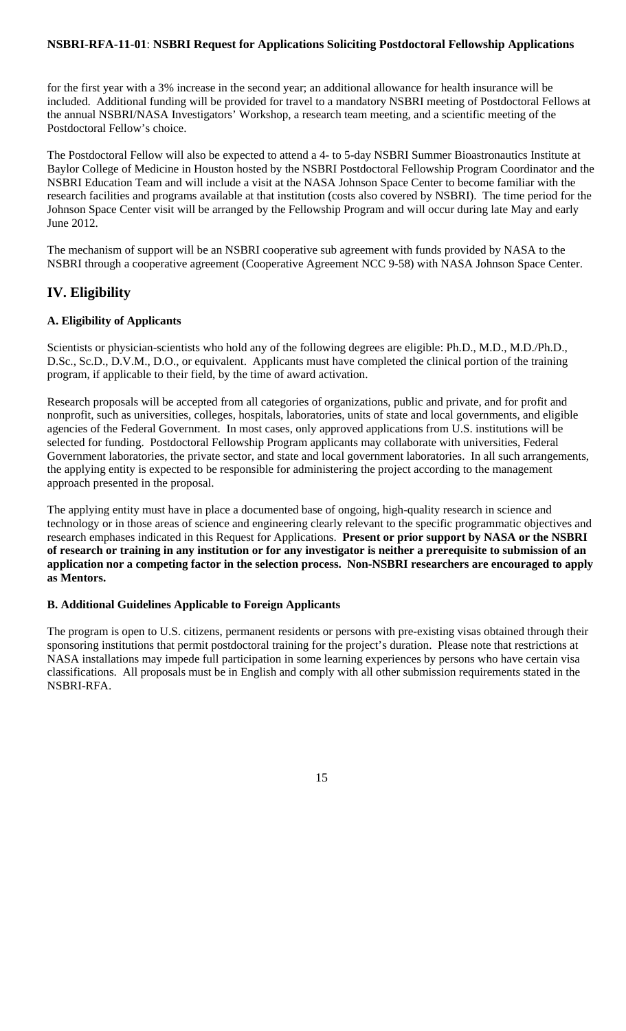for the first year with a 3% increase in the second year; an additional allowance for health insurance will be included. Additional funding will be provided for travel to a mandatory NSBRI meeting of Postdoctoral Fellows at the annual NSBRI/NASA Investigators' Workshop, a research team meeting, and a scientific meeting of the Postdoctoral Fellow's choice.

The Postdoctoral Fellow will also be expected to attend a 4- to 5-day NSBRI Summer Bioastronautics Institute at Baylor College of Medicine in Houston hosted by the NSBRI Postdoctoral Fellowship Program Coordinator and the NSBRI Education Team and will include a visit at the NASA Johnson Space Center to become familiar with the research facilities and programs available at that institution (costs also covered by NSBRI). The time period for the Johnson Space Center visit will be arranged by the Fellowship Program and will occur during late May and early June 2012.

The mechanism of support will be an NSBRI cooperative sub agreement with funds provided by NASA to the NSBRI through a cooperative agreement (Cooperative Agreement NCC 9-58) with NASA Johnson Space Center.

## IV. Eligibility

### A. Eligibility of Applicants

Scientists or physician-scientists who hold any of the following degrees are eligible: Ph.D., M.D., M.D./Ph.D., D.Sc., Sc.D., D.V.M., D.O., or equivalent. Applicants must have completed the clinical portion of the training program, if applicable to their field, by the time of award activation.

Research proposals will be accepted from all categories of organizations, public and private, and for profit and nonprofit, such as universities, colleges, hospitals, laboratories, units of state and local governments, and eligible agencies of the Federal Government. In most cases, only approved applications from U.S. institutions will be selected for funding. Postdoctoral Fellowship Program applicants may collaborate with universities, Federal Government laboratories, the private sector, and state and local government laboratories. In all such arrangements, the applying entity is expected to be responsible for administering the project according to the management approach presented in the proposal.

The applying entity must have in place a documented base of ongoing, high-quality research in science and technology or in those areas of science and engineering clearly relevant to the specific programmatic objectives and research emphases indicated in this Request for Applications. **Present or prior support by NASA or the NSBRI of research or training in any institution or for any investigator is neither a prerequisite to submission of an application nor a competing factor in the selection process. Non-NSBRI researchers are encouraged to apply as Mentors.**

### B. Additional Guidelines Applicable to Foreign Applicants

The program is open to U.S. citizens, permanent residents or persons with pre-existing visas obtained through their sponsoring institutions that permit postdoctoral training for the project's duration. Please note that restrictions at NASA installations may impede full participation in some learning experiences by persons who have certain visa classifications. All proposals must be in English and comply with all other submission requirements stated in the NSBRI-RFA.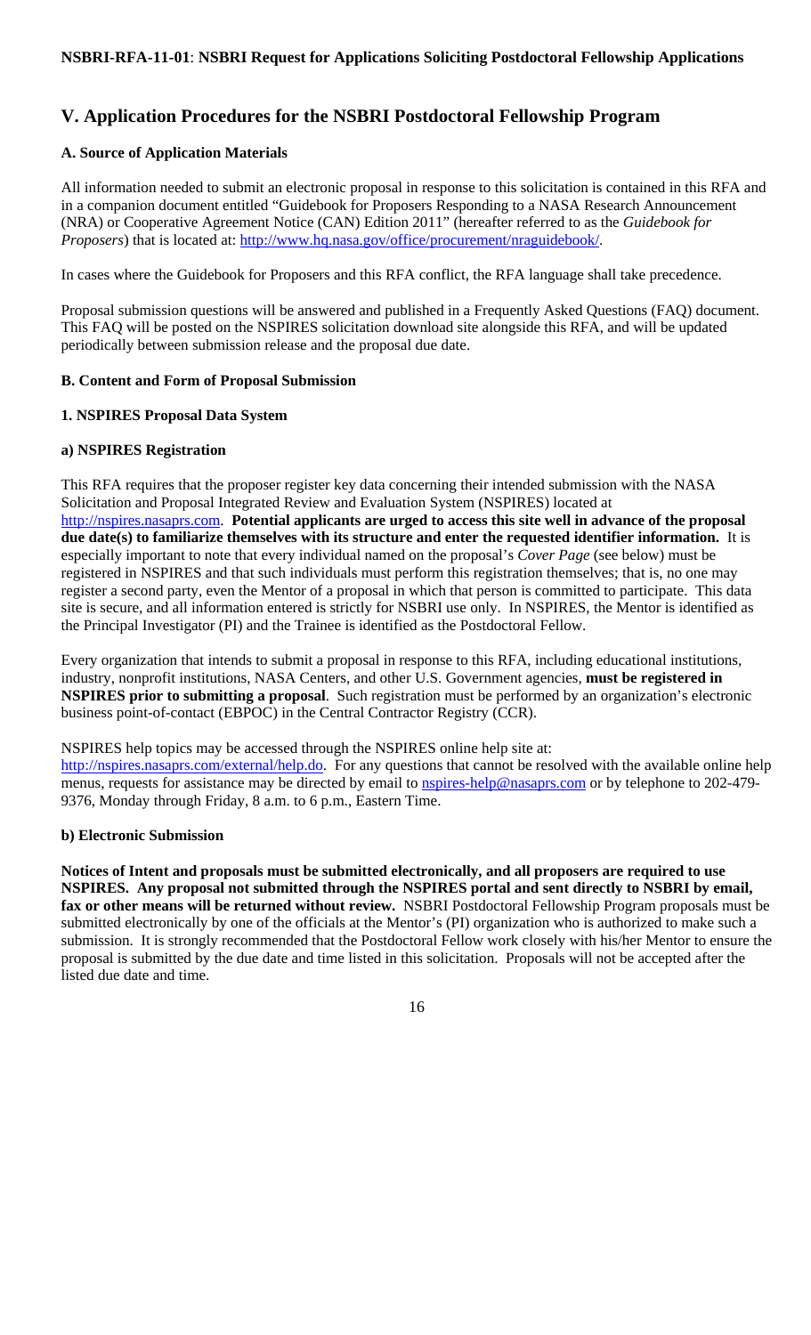## V. Application Procedures for the NSBRI Postdoctoral Fellowship Program

### A. Source of Application Materials

All information needed to submit an electronic proposal in response to this solicitation is contained in this RFA and in a companion document entitled "Guidebook for Proposers Responding to a NASA Research Announcement (NRA) or Cooperative Agreement Notice (CAN) Edition 2011" (hereafter referred to as the *Guidebook for Proposers*) that is located at: http://www.hq.nasa.gov/office/procurement/nraguidebook/.

In cases where the Guidebook for Proposers and this RFA conflict, the RFA language shall take precedence.

Proposal submission questions will be answered and published in a Frequently Asked Questions (FAQ) document. This FAQ will be posted on the NSPIRES solicitation download site alongside this RFA, and will be updated periodically between submission release and the proposal due date.

### B. Content and Form of Proposal Submission

#### 1. NSPIRES Proposal Data System

##### a) NSPIRES Registration

This RFA requires that the proposer register key data concerning their intended submission with the NASA Solicitation and Proposal Integrated Review and Evaluation System (NSPIRES) located at http://nspires.nasaprs.com. **Potential applicants are urged to access this site well in advance of the proposal due date(s) to familiarize themselves with its structure and enter the requested identifier information.** It is especially important to note that every individual named on the proposal's *Cover Page* (see below) must be registered in NSPIRES and that such individuals must perform this registration themselves; that is, no one may register a second party, even the Mentor of a proposal in which that person is committed to participate. This data site is secure, and all information entered is strictly for NSBRI use only. In NSPIRES, the Mentor is identified as the Principal Investigator (PI) and the Trainee is identified as the Postdoctoral Fellow.

Every organization that intends to submit a proposal in response to this RFA, including educational institutions, industry, nonprofit institutions, NASA Centers, and other U.S. Government agencies, **must be registered in NSPIRES prior to submitting a proposal**. Such registration must be performed by an organization's electronic business point-of-contact (EBPOC) in the Central Contractor Registry (CCR).

NSPIRES help topics may be accessed through the NSPIRES online help site at: http://nspires.nasaprs.com/external/help.do. For any questions that cannot be resolved with the available online help menus, requests for assistance may be directed by email to nspires-help@nasaprs.com or by telephone to 202-479-9376, Monday through Friday, 8 a.m. to 6 p.m., Eastern Time.

##### b) Electronic Submission

**Notices of Intent and proposals must be submitted electronically, and all proposers are required to use NSPIRES. Any proposal not submitted through the NSPIRES portal and sent directly to NSBRI by email, fax or other means will be returned without review.** NSBRI Postdoctoral Fellowship Program proposals must be submitted electronically by one of the officials at the Mentor's (PI) organization who is authorized to make such a submission. It is strongly recommended that the Postdoctoral Fellow work closely with his/her Mentor to ensure the proposal is submitted by the due date and time listed in this solicitation. Proposals will not be accepted after the listed due date and time.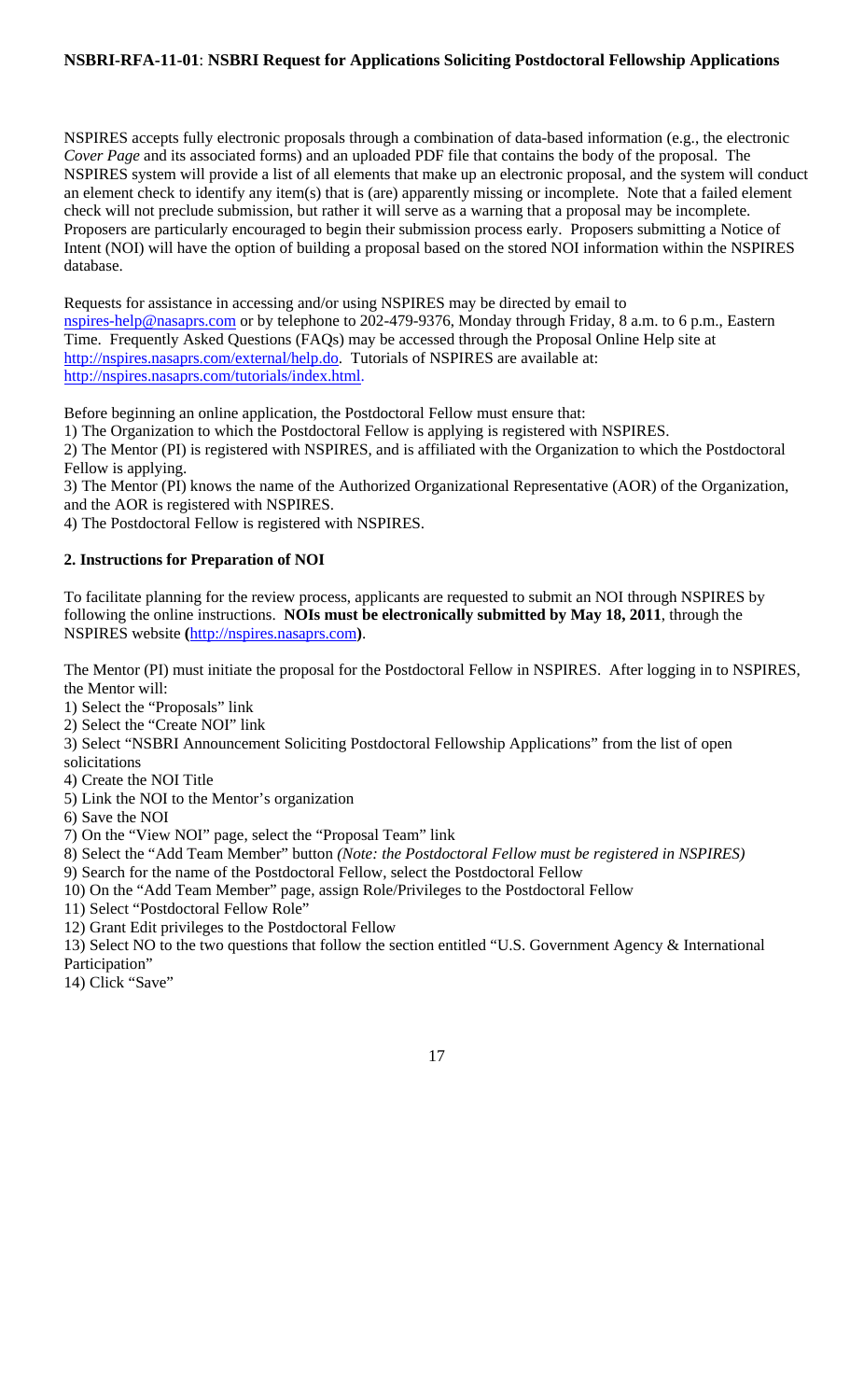NSPIRES accepts fully electronic proposals through a combination of data-based information (e.g., the electronic *Cover Page* and its associated forms) and an uploaded PDF file that contains the body of the proposal. The NSPIRES system will provide a list of all elements that make up an electronic proposal, and the system will conduct an element check to identify any item(s) that is (are) apparently missing or incomplete. Note that a failed element check will not preclude submission, but rather it will serve as a warning that a proposal may be incomplete. Proposers are particularly encouraged to begin their submission process early. Proposers submitting a Notice of Intent (NOI) will have the option of building a proposal based on the stored NOI information within the NSPIRES database.

Requests for assistance in accessing and/or using NSPIRES may be directed by email to nspires-help@nasaprs.com or by telephone to 202-479-9376, Monday through Friday, 8 a.m. to 6 p.m., Eastern Time. Frequently Asked Questions (FAQs) may be accessed through the Proposal Online Help site at http://nspires.nasaprs.com/external/help.do. Tutorials of NSPIRES are available at: http://nspires.nasaprs.com/tutorials/index.html.

Before beginning an online application, the Postdoctoral Fellow must ensure that:

1) The Organization to which the Postdoctoral Fellow is applying is registered with NSPIRES.
2) The Mentor (PI) is registered with NSPIRES, and is affiliated with the Organization to which the Postdoctoral Fellow is applying.
3) The Mentor (PI) knows the name of the Authorized Organizational Representative (AOR) of the Organization, and the AOR is registered with NSPIRES.
4) The Postdoctoral Fellow is registered with NSPIRES.

### 2. Instructions for Preparation of NOI

To facilitate planning for the review process, applicants are requested to submit an NOI through NSPIRES by following the online instructions. **NOIs must be electronically submitted by May 18, 2011**, through the NSPIRES website **(**http://nspires.nasaprs.com**)**.

The Mentor (PI) must initiate the proposal for the Postdoctoral Fellow in NSPIRES. After logging in to NSPIRES, the Mentor will:

1) Select the "Proposals" link
2) Select the "Create NOI" link
3) Select "NSBRI Announcement Soliciting Postdoctoral Fellowship Applications" from the list of open solicitations
4) Create the NOI Title
5) Link the NOI to the Mentor's organization
6) Save the NOI
7) On the "View NOI" page, select the "Proposal Team" link
8) Select the "Add Team Member" button *(Note: the Postdoctoral Fellow must be registered in NSPIRES)*
9) Search for the name of the Postdoctoral Fellow, select the Postdoctoral Fellow
10) On the "Add Team Member" page, assign Role/Privileges to the Postdoctoral Fellow
11) Select "Postdoctoral Fellow Role"
12) Grant Edit privileges to the Postdoctoral Fellow
13) Select NO to the two questions that follow the section entitled "U.S. Government Agency & International Participation"
14) Click "Save"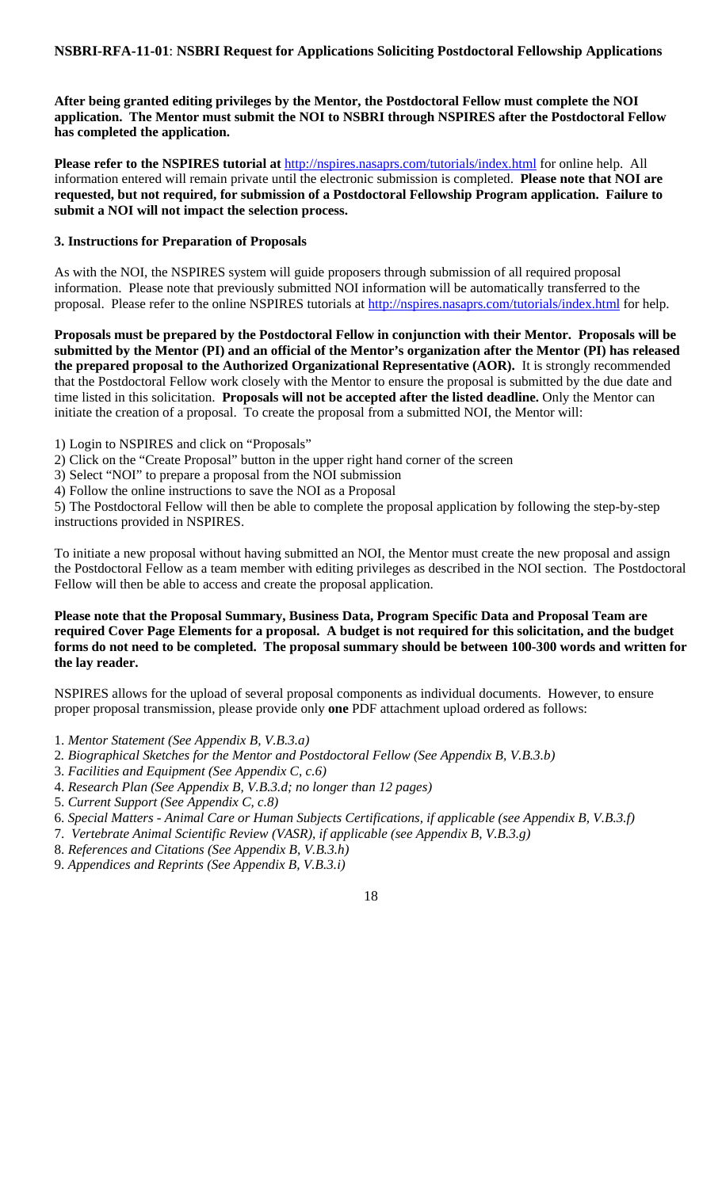**After being granted editing privileges by the Mentor, the Postdoctoral Fellow must complete the NOI application. The Mentor must submit the NOI to NSBRI through NSPIRES after the Postdoctoral Fellow has completed the application.**

**Please refer to the NSPIRES tutorial at** http://nspires.nasaprs.com/tutorials/index.html for online help. All information entered will remain private until the electronic submission is completed. **Please note that NOI are requested, but not required, for submission of a Postdoctoral Fellowship Program application. Failure to submit a NOI will not impact the selection process.**

### 3. Instructions for Preparation of Proposals

As with the NOI, the NSPIRES system will guide proposers through submission of all required proposal information. Please note that previously submitted NOI information will be automatically transferred to the proposal. Please refer to the online NSPIRES tutorials at http://nspires.nasaprs.com/tutorials/index.html for help.

**Proposals must be prepared by the Postdoctoral Fellow in conjunction with their Mentor. Proposals will be submitted by the Mentor (PI) and an official of the Mentor's organization after the Mentor (PI) has released the prepared proposal to the Authorized Organizational Representative (AOR).** It is strongly recommended that the Postdoctoral Fellow work closely with the Mentor to ensure the proposal is submitted by the due date and time listed in this solicitation. **Proposals will not be accepted after the listed deadline.** Only the Mentor can initiate the creation of a proposal. To create the proposal from a submitted NOI, the Mentor will:

1) Login to NSPIRES and click on "Proposals"
2) Click on the "Create Proposal" button in the upper right hand corner of the screen
3) Select "NOI" to prepare a proposal from the NOI submission
4) Follow the online instructions to save the NOI as a Proposal
5) The Postdoctoral Fellow will then be able to complete the proposal application by following the step-by-step instructions provided in NSPIRES.

To initiate a new proposal without having submitted an NOI, the Mentor must create the new proposal and assign the Postdoctoral Fellow as a team member with editing privileges as described in the NOI section. The Postdoctoral Fellow will then be able to access and create the proposal application.

**Please note that the Proposal Summary, Business Data, Program Specific Data and Proposal Team are required Cover Page Elements for a proposal. A budget is not required for this solicitation, and the budget forms do not need to be completed. The proposal summary should be between 100-300 words and written for the lay reader.**

NSPIRES allows for the upload of several proposal components as individual documents. However, to ensure proper proposal transmission, please provide only **one** PDF attachment upload ordered as follows:

1. *Mentor Statement (See Appendix B, V.B.3.a)*
2. *Biographical Sketches for the Mentor and Postdoctoral Fellow (See Appendix B, V.B.3.b)*
3. *Facilities and Equipment (See Appendix C, c.6)*
4. *Research Plan (See Appendix B, V.B.3.d; no longer than 12 pages)*
5. *Current Support (See Appendix C, c.8)*
6. *Special Matters - Animal Care or Human Subjects Certifications, if applicable (see Appendix B, V.B.3.f)*
7. *Vertebrate Animal Scientific Review (VASR), if applicable (see Appendix B, V.B.3.g)*
8. *References and Citations (See Appendix B, V.B.3.h)*
9. *Appendices and Reprints (See Appendix B, V.B.3.i)*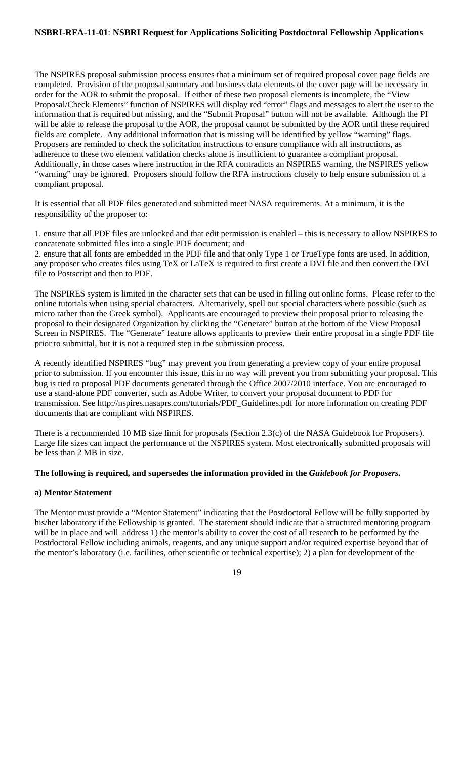The NSPIRES proposal submission process ensures that a minimum set of required proposal cover page fields are completed. Provision of the proposal summary and business data elements of the cover page will be necessary in order for the AOR to submit the proposal. If either of these two proposal elements is incomplete, the "View Proposal/Check Elements" function of NSPIRES will display red "error" flags and messages to alert the user to the information that is required but missing, and the "Submit Proposal" button will not be available. Although the PI will be able to release the proposal to the AOR, the proposal cannot be submitted by the AOR until these required fields are complete. Any additional information that is missing will be identified by yellow "warning" flags. Proposers are reminded to check the solicitation instructions to ensure compliance with all instructions, as adherence to these two element validation checks alone is insufficient to guarantee a compliant proposal. Additionally, in those cases where instruction in the RFA contradicts an NSPIRES warning, the NSPIRES yellow "warning" may be ignored. Proposers should follow the RFA instructions closely to help ensure submission of a compliant proposal.

It is essential that all PDF files generated and submitted meet NASA requirements. At a minimum, it is the responsibility of the proposer to:

1. ensure that all PDF files are unlocked and that edit permission is enabled – this is necessary to allow NSPIRES to concatenate submitted files into a single PDF document; and
2. ensure that all fonts are embedded in the PDF file and that only Type 1 or TrueType fonts are used. In addition, any proposer who creates files using TeX or LaTeX is required to first create a DVI file and then convert the DVI file to Postscript and then to PDF.

The NSPIRES system is limited in the character sets that can be used in filling out online forms. Please refer to the online tutorials when using special characters. Alternatively, spell out special characters where possible (such as micro rather than the Greek symbol). Applicants are encouraged to preview their proposal prior to releasing the proposal to their designated Organization by clicking the "Generate" button at the bottom of the View Proposal Screen in NSPIRES. The "Generate" feature allows applicants to preview their entire proposal in a single PDF file prior to submittal, but it is not a required step in the submission process.

A recently identified NSPIRES "bug" may prevent you from generating a preview copy of your entire proposal prior to submission. If you encounter this issue, this in no way will prevent you from submitting your proposal. This bug is tied to proposal PDF documents generated through the Office 2007/2010 interface. You are encouraged to use a stand-alone PDF converter, such as Adobe Writer, to convert your proposal document to PDF for transmission. See http://nspires.nasaprs.com/tutorials/PDF_Guidelines.pdf for more information on creating PDF documents that are compliant with NSPIRES.

There is a recommended 10 MB size limit for proposals (Section 2.3(c) of the NASA Guidebook for Proposers). Large file sizes can impact the performance of the NSPIRES system. Most electronically submitted proposals will be less than 2 MB in size.

**The following is required, and supersedes the information provided in the *Guidebook for Proposers.***

**a) Mentor Statement**

The Mentor must provide a "Mentor Statement" indicating that the Postdoctoral Fellow will be fully supported by his/her laboratory if the Fellowship is granted. The statement should indicate that a structured mentoring program will be in place and will address 1) the mentor's ability to cover the cost of all research to be performed by the Postdoctoral Fellow including animals, reagents, and any unique support and/or required expertise beyond that of the mentor's laboratory (i.e. facilities, other scientific or technical expertise); 2) a plan for development of the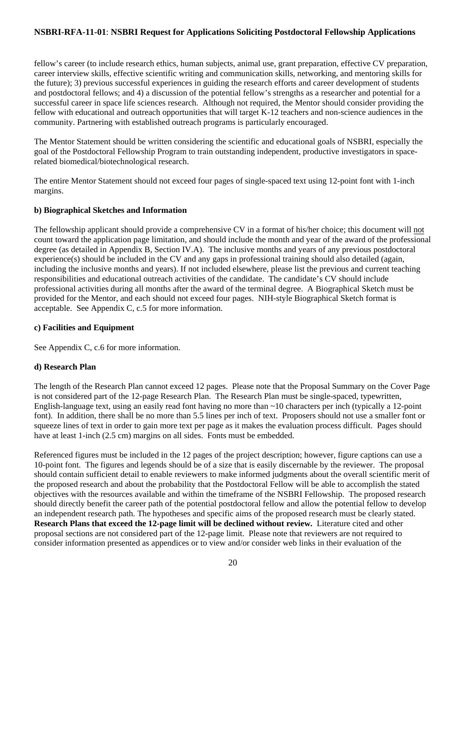fellow's career (to include research ethics, human subjects, animal use, grant preparation, effective CV preparation, career interview skills, effective scientific writing and communication skills, networking, and mentoring skills for the future); 3) previous successful experiences in guiding the research efforts and career development of students and postdoctoral fellows; and 4) a discussion of the potential fellow's strengths as a researcher and potential for a successful career in space life sciences research. Although not required, the Mentor should consider providing the fellow with educational and outreach opportunities that will target K-12 teachers and non-science audiences in the community. Partnering with established outreach programs is particularly encouraged.

The Mentor Statement should be written considering the scientific and educational goals of NSBRI, especially the goal of the Postdoctoral Fellowship Program to train outstanding independent, productive investigators in space-related biomedical/biotechnological research.

The entire Mentor Statement should not exceed four pages of single-spaced text using 12-point font with 1-inch margins.

**b) Biographical Sketches and Information**

The fellowship applicant should provide a comprehensive CV in a format of his/her choice; this document will not count toward the application page limitation, and should include the month and year of the award of the professional degree (as detailed in Appendix B, Section IV.A). The inclusive months and years of any previous postdoctoral experience(s) should be included in the CV and any gaps in professional training should also detailed (again, including the inclusive months and years). If not included elsewhere, please list the previous and current teaching responsibilities and educational outreach activities of the candidate. The candidate's CV should include professional activities during all months after the award of the terminal degree. A Biographical Sketch must be provided for the Mentor, and each should not exceed four pages. NIH-style Biographical Sketch format is acceptable. See Appendix C, c.5 for more information.

**c) Facilities and Equipment**

See Appendix C, c.6 for more information.

**d) Research Plan**

The length of the Research Plan cannot exceed 12 pages. Please note that the Proposal Summary on the Cover Page is not considered part of the 12-page Research Plan. The Research Plan must be single-spaced, typewritten, English-language text, using an easily read font having no more than ~10 characters per inch (typically a 12-point font). In addition, there shall be no more than 5.5 lines per inch of text. Proposers should not use a smaller font or squeeze lines of text in order to gain more text per page as it makes the evaluation process difficult. Pages should have at least 1-inch (2.5 cm) margins on all sides. Fonts must be embedded.

Referenced figures must be included in the 12 pages of the project description; however, figure captions can use a 10-point font. The figures and legends should be of a size that is easily discernable by the reviewer. The proposal should contain sufficient detail to enable reviewers to make informed judgments about the overall scientific merit of the proposed research and about the probability that the Postdoctoral Fellow will be able to accomplish the stated objectives with the resources available and within the timeframe of the NSBRI Fellowship. The proposed research should directly benefit the career path of the potential postdoctoral fellow and allow the potential fellow to develop an independent research path. The hypotheses and specific aims of the proposed research must be clearly stated. **Research Plans that exceed the 12-page limit will be declined without review.** Literature cited and other proposal sections are not considered part of the 12-page limit. Please note that reviewers are not required to consider information presented as appendices or to view and/or consider web links in their evaluation of the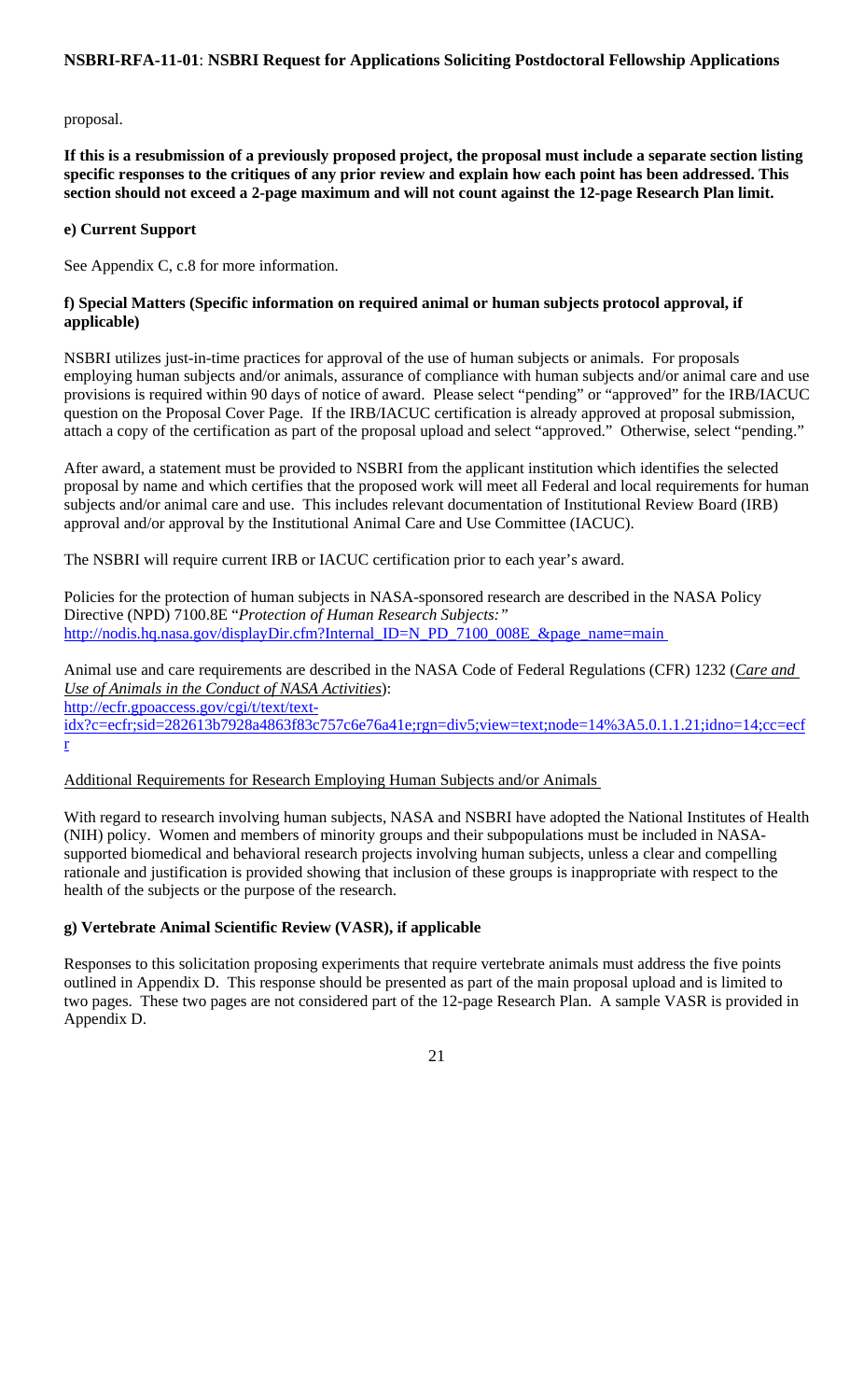proposal.

**If this is a resubmission of a previously proposed project, the proposal must include a separate section listing specific responses to the critiques of any prior review and explain how each point has been addressed. This section should not exceed a 2-page maximum and will not count against the 12-page Research Plan limit.**

#### e) Current Support

See Appendix C, c.8 for more information.

#### f) Special Matters (Specific information on required animal or human subjects protocol approval, if applicable)

NSBRI utilizes just-in-time practices for approval of the use of human subjects or animals. For proposals employing human subjects and/or animals, assurance of compliance with human subjects and/or animal care and use provisions is required within 90 days of notice of award. Please select "pending" or "approved" for the IRB/IACUC question on the Proposal Cover Page. If the IRB/IACUC certification is already approved at proposal submission, attach a copy of the certification as part of the proposal upload and select "approved." Otherwise, select "pending."

After award, a statement must be provided to NSBRI from the applicant institution which identifies the selected proposal by name and which certifies that the proposed work will meet all Federal and local requirements for human subjects and/or animal care and use. This includes relevant documentation of Institutional Review Board (IRB) approval and/or approval by the Institutional Animal Care and Use Committee (IACUC).

The NSBRI will require current IRB or IACUC certification prior to each year's award.

Policies for the protection of human subjects in NASA-sponsored research are described in the NASA Policy Directive (NPD) 7100.8E "*Protection of Human Research Subjects:*"
http://nodis.hq.nasa.gov/displayDir.cfm?Internal_ID=N_PD_7100_008E_&page_name=main

Animal use and care requirements are described in the NASA Code of Federal Regulations (CFR) 1232 (*Care and Use of Animals in the Conduct of NASA Activities*):
http://ecfr.gpoaccess.gov/cgi/t/text/text-idx?c=ecfr;sid=282613b7928a4863f83c757c6e76a41e;rgn=div5;view=text;node=14%3A5.0.1.1.21;idno=14;cc=ecfr

Additional Requirements for Research Employing Human Subjects and/or Animals

With regard to research involving human subjects, NASA and NSBRI have adopted the National Institutes of Health (NIH) policy. Women and members of minority groups and their subpopulations must be included in NASA-supported biomedical and behavioral research projects involving human subjects, unless a clear and compelling rationale and justification is provided showing that inclusion of these groups is inappropriate with respect to the health of the subjects or the purpose of the research.

#### g) Vertebrate Animal Scientific Review (VASR), if applicable

Responses to this solicitation proposing experiments that require vertebrate animals must address the five points outlined in Appendix D. This response should be presented as part of the main proposal upload and is limited to two pages. These two pages are not considered part of the 12-page Research Plan. A sample VASR is provided in Appendix D.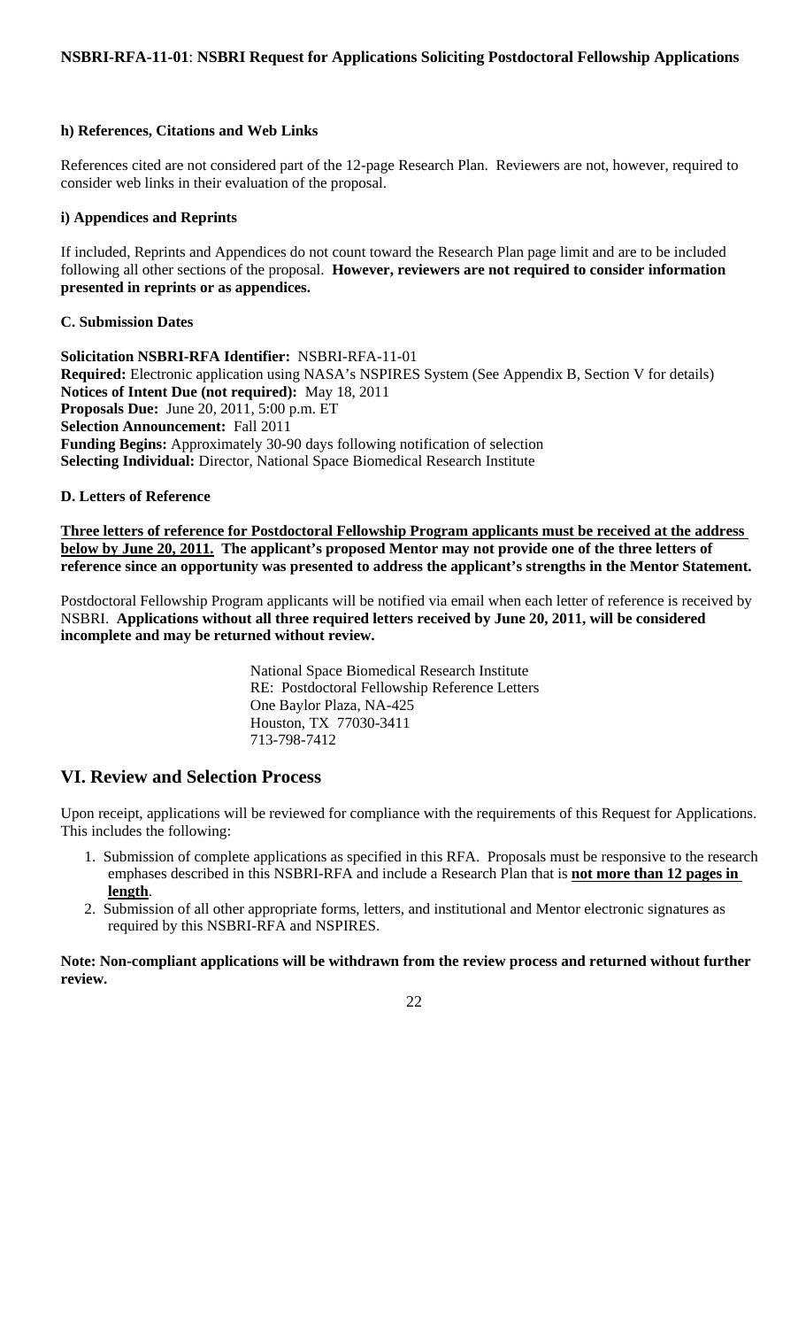#### h) References, Citations and Web Links

References cited are not considered part of the 12-page Research Plan. Reviewers are not, however, required to consider web links in their evaluation of the proposal.

#### i) Appendices and Reprints

If included, Reprints and Appendices do not count toward the Research Plan page limit and are to be included following all other sections of the proposal. **However, reviewers are not required to consider information presented in reprints or as appendices.**

### C. Submission Dates

**Solicitation NSBRI-RFA Identifier:** NSBRI-RFA-11-01
**Required:** Electronic application using NASA's NSPIRES System (See Appendix B, Section V for details)
**Notices of Intent Due (not required):** May 18, 2011
**Proposals Due:** June 20, 2011, 5:00 p.m. ET
**Selection Announcement:** Fall 2011
**Funding Begins:** Approximately 30-90 days following notification of selection
**Selecting Individual:** Director, National Space Biomedical Research Institute

### D. Letters of Reference

**Three letters of reference for Postdoctoral Fellowship Program applicants must be received at the address below by June 20, 2011. The applicant's proposed Mentor may not provide one of the three letters of reference since an opportunity was presented to address the applicant's strengths in the Mentor Statement.**

Postdoctoral Fellowship Program applicants will be notified via email when each letter of reference is received by NSBRI. **Applications without all three required letters received by June 20, 2011, will be considered incomplete and may be returned without review.**

National Space Biomedical Research Institute
RE: Postdoctoral Fellowship Reference Letters
One Baylor Plaza, NA-425
Houston, TX 77030-3411
713-798-7412

## VI. Review and Selection Process

Upon receipt, applications will be reviewed for compliance with the requirements of this Request for Applications. This includes the following:

1. Submission of complete applications as specified in this RFA. Proposals must be responsive to the research emphases described in this NSBRI-RFA and include a Research Plan that is **not more than 12 pages in length**.
2. Submission of all other appropriate forms, letters, and institutional and Mentor electronic signatures as required by this NSBRI-RFA and NSPIRES.

**Note: Non-compliant applications will be withdrawn from the review process and returned without further review.**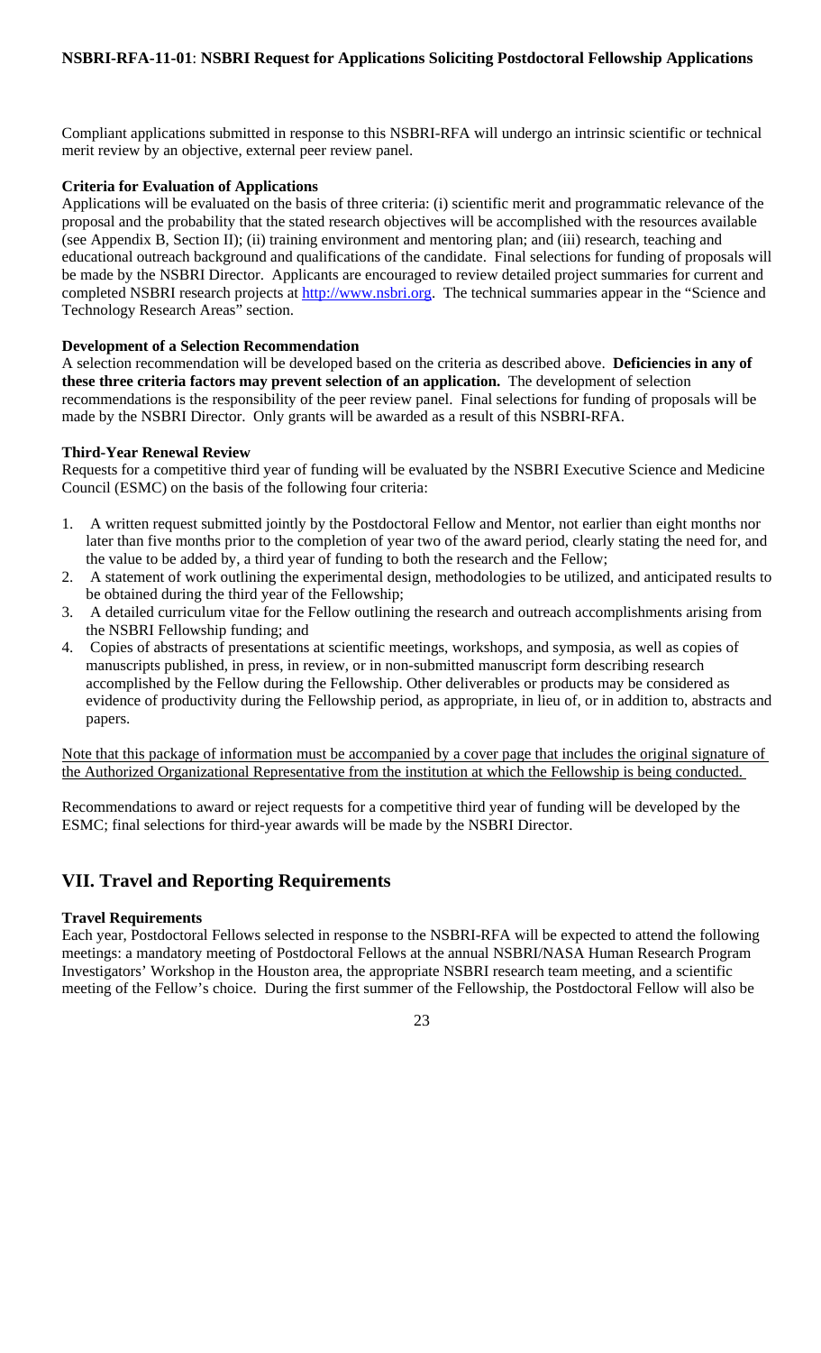Compliant applications submitted in response to this NSBRI-RFA will undergo an intrinsic scientific or technical merit review by an objective, external peer review panel.

**Criteria for Evaluation of Applications**

Applications will be evaluated on the basis of three criteria: (i) scientific merit and programmatic relevance of the proposal and the probability that the stated research objectives will be accomplished with the resources available (see Appendix B, Section II); (ii) training environment and mentoring plan; and (iii) research, teaching and educational outreach background and qualifications of the candidate. Final selections for funding of proposals will be made by the NSBRI Director. Applicants are encouraged to review detailed project summaries for current and completed NSBRI research projects at http://www.nsbri.org. The technical summaries appear in the "Science and Technology Research Areas" section.

**Development of a Selection Recommendation**

A selection recommendation will be developed based on the criteria as described above. **Deficiencies in any of these three criteria factors may prevent selection of an application.** The development of selection recommendations is the responsibility of the peer review panel. Final selections for funding of proposals will be made by the NSBRI Director. Only grants will be awarded as a result of this NSBRI-RFA.

**Third-Year Renewal Review**

Requests for a competitive third year of funding will be evaluated by the NSBRI Executive Science and Medicine Council (ESMC) on the basis of the following four criteria:

1. A written request submitted jointly by the Postdoctoral Fellow and Mentor, not earlier than eight months nor later than five months prior to the completion of year two of the award period, clearly stating the need for, and the value to be added by, a third year of funding to both the research and the Fellow;
2. A statement of work outlining the experimental design, methodologies to be utilized, and anticipated results to be obtained during the third year of the Fellowship;
3. A detailed curriculum vitae for the Fellow outlining the research and outreach accomplishments arising from the NSBRI Fellowship funding; and
4. Copies of abstracts of presentations at scientific meetings, workshops, and symposia, as well as copies of manuscripts published, in press, in review, or in non-submitted manuscript form describing research accomplished by the Fellow during the Fellowship. Other deliverables or products may be considered as evidence of productivity during the Fellowship period, as appropriate, in lieu of, or in addition to, abstracts and papers.

Note that this package of information must be accompanied by a cover page that includes the original signature of the Authorized Organizational Representative from the institution at which the Fellowship is being conducted.

Recommendations to award or reject requests for a competitive third year of funding will be developed by the ESMC; final selections for third-year awards will be made by the NSBRI Director.

## VII. Travel and Reporting Requirements

**Travel Requirements**

Each year, Postdoctoral Fellows selected in response to the NSBRI-RFA will be expected to attend the following meetings: a mandatory meeting of Postdoctoral Fellows at the annual NSBRI/NASA Human Research Program Investigators' Workshop in the Houston area, the appropriate NSBRI research team meeting, and a scientific meeting of the Fellow's choice. During the first summer of the Fellowship, the Postdoctoral Fellow will also be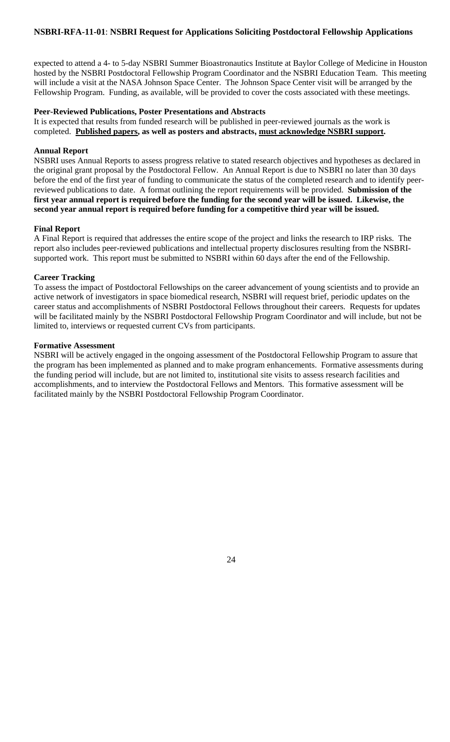expected to attend a 4- to 5-day NSBRI Summer Bioastronautics Institute at Baylor College of Medicine in Houston hosted by the NSBRI Postdoctoral Fellowship Program Coordinator and the NSBRI Education Team. This meeting will include a visit at the NASA Johnson Space Center. The Johnson Space Center visit will be arranged by the Fellowship Program. Funding, as available, will be provided to cover the costs associated with these meetings.

**Peer-Reviewed Publications, Poster Presentations and Abstracts**

It is expected that results from funded research will be published in peer-reviewed journals as the work is completed. **Published papers, as well as posters and abstracts, must acknowledge NSBRI support.**

**Annual Report**

NSBRI uses Annual Reports to assess progress relative to stated research objectives and hypotheses as declared in the original grant proposal by the Postdoctoral Fellow. An Annual Report is due to NSBRI no later than 30 days before the end of the first year of funding to communicate the status of the completed research and to identify peer-reviewed publications to date. A format outlining the report requirements will be provided. **Submission of the first year annual report is required before the funding for the second year will be issued. Likewise, the second year annual report is required before funding for a competitive third year will be issued.**

**Final Report**

A Final Report is required that addresses the entire scope of the project and links the research to IRP risks. The report also includes peer-reviewed publications and intellectual property disclosures resulting from the NSBRI-supported work. This report must be submitted to NSBRI within 60 days after the end of the Fellowship.

**Career Tracking**

To assess the impact of Postdoctoral Fellowships on the career advancement of young scientists and to provide an active network of investigators in space biomedical research, NSBRI will request brief, periodic updates on the career status and accomplishments of NSBRI Postdoctoral Fellows throughout their careers. Requests for updates will be facilitated mainly by the NSBRI Postdoctoral Fellowship Program Coordinator and will include, but not be limited to, interviews or requested current CVs from participants.

**Formative Assessment**

NSBRI will be actively engaged in the ongoing assessment of the Postdoctoral Fellowship Program to assure that the program has been implemented as planned and to make program enhancements. Formative assessments during the funding period will include, but are not limited to, institutional site visits to assess research facilities and accomplishments, and to interview the Postdoctoral Fellows and Mentors. This formative assessment will be facilitated mainly by the NSBRI Postdoctoral Fellowship Program Coordinator.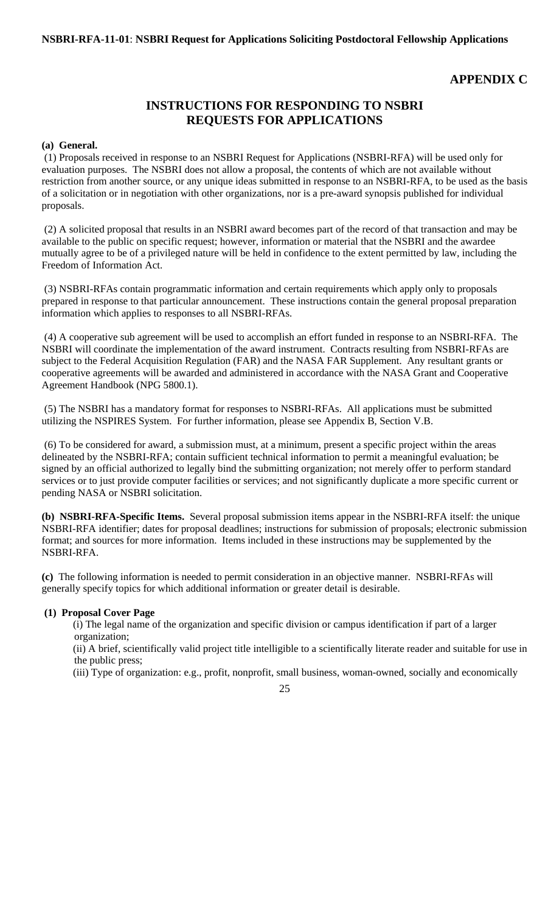## APPENDIX C

## INSTRUCTIONS FOR RESPONDING TO NSBRI REQUESTS FOR APPLICATIONS

**(a) General.**

(1) Proposals received in response to an NSBRI Request for Applications (NSBRI-RFA) will be used only for evaluation purposes. The NSBRI does not allow a proposal, the contents of which are not available without restriction from another source, or any unique ideas submitted in response to an NSBRI-RFA, to be used as the basis of a solicitation or in negotiation with other organizations, nor is a pre-award synopsis published for individual proposals.

(2) A solicited proposal that results in an NSBRI award becomes part of the record of that transaction and may be available to the public on specific request; however, information or material that the NSBRI and the awardee mutually agree to be of a privileged nature will be held in confidence to the extent permitted by law, including the Freedom of Information Act.

(3) NSBRI-RFAs contain programmatic information and certain requirements which apply only to proposals prepared in response to that particular announcement. These instructions contain the general proposal preparation information which applies to responses to all NSBRI-RFAs.

(4) A cooperative sub agreement will be used to accomplish an effort funded in response to an NSBRI-RFA. The NSBRI will coordinate the implementation of the award instrument. Contracts resulting from NSBRI-RFAs are subject to the Federal Acquisition Regulation (FAR) and the NASA FAR Supplement. Any resultant grants or cooperative agreements will be awarded and administered in accordance with the NASA Grant and Cooperative Agreement Handbook (NPG 5800.1).

(5) The NSBRI has a mandatory format for responses to NSBRI-RFAs. All applications must be submitted utilizing the NSPIRES System. For further information, please see Appendix B, Section V.B.

(6) To be considered for award, a submission must, at a minimum, present a specific project within the areas delineated by the NSBRI-RFA; contain sufficient technical information to permit a meaningful evaluation; be signed by an official authorized to legally bind the submitting organization; not merely offer to perform standard services or to just provide computer facilities or services; and not significantly duplicate a more specific current or pending NASA or NSBRI solicitation.

**(b) NSBRI-RFA-Specific Items.** Several proposal submission items appear in the NSBRI-RFA itself: the unique NSBRI-RFA identifier; dates for proposal deadlines; instructions for submission of proposals; electronic submission format; and sources for more information. Items included in these instructions may be supplemented by the NSBRI-RFA.

**(c)** The following information is needed to permit consideration in an objective manner. NSBRI-RFAs will generally specify topics for which additional information or greater detail is desirable.

**(1) Proposal Cover Page**

(i) The legal name of the organization and specific division or campus identification if part of a larger organization;

(ii) A brief, scientifically valid project title intelligible to a scientifically literate reader and suitable for use in the public press;

(iii) Type of organization: e.g., profit, nonprofit, small business, woman-owned, socially and economically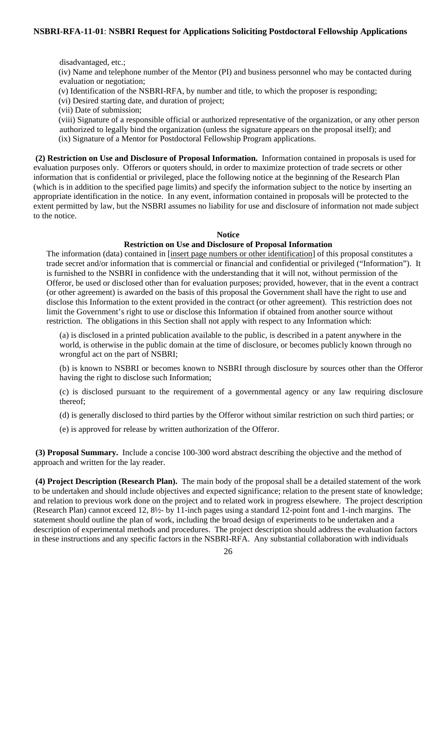disadvantaged, etc.;

(iv) Name and telephone number of the Mentor (PI) and business personnel who may be contacted during evaluation or negotiation;

(v) Identification of the NSBRI-RFA, by number and title, to which the proposer is responding;

(vi) Desired starting date, and duration of project;

(vii) Date of submission;

(viii) Signature of a responsible official or authorized representative of the organization, or any other person authorized to legally bind the organization (unless the signature appears on the proposal itself); and

(ix) Signature of a Mentor for Postdoctoral Fellowship Program applications.

**(2) Restriction on Use and Disclosure of Proposal Information.** Information contained in proposals is used for evaluation purposes only. Offerors or quoters should, in order to maximize protection of trade secrets or other information that is confidential or privileged, place the following notice at the beginning of the Research Plan (which is in addition to the specified page limits) and specify the information subject to the notice by inserting an appropriate identification in the notice. In any event, information contained in proposals will be protected to the extent permitted by law, but the NSBRI assumes no liability for use and disclosure of information not made subject to the notice.

**Notice**

**Restriction on Use and Disclosure of Proposal Information**

The information (data) contained in [insert page numbers or other identification] of this proposal constitutes a trade secret and/or information that is commercial or financial and confidential or privileged ("Information"). It is furnished to the NSBRI in confidence with the understanding that it will not, without permission of the Offeror, be used or disclosed other than for evaluation purposes; provided, however, that in the event a contract (or other agreement) is awarded on the basis of this proposal the Government shall have the right to use and disclose this Information to the extent provided in the contract (or other agreement). This restriction does not limit the Government's right to use or disclose this Information if obtained from another source without restriction. The obligations in this Section shall not apply with respect to any Information which:

(a) is disclosed in a printed publication available to the public, is described in a patent anywhere in the world, is otherwise in the public domain at the time of disclosure, or becomes publicly known through no wrongful act on the part of NSBRI;

(b) is known to NSBRI or becomes known to NSBRI through disclosure by sources other than the Offeror having the right to disclose such Information;

(c) is disclosed pursuant to the requirement of a governmental agency or any law requiring disclosure thereof;

(d) is generally disclosed to third parties by the Offeror without similar restriction on such third parties; or

(e) is approved for release by written authorization of the Offeror.

**(3) Proposal Summary.** Include a concise 100-300 word abstract describing the objective and the method of approach and written for the lay reader.

**(4) Project Description (Research Plan).** The main body of the proposal shall be a detailed statement of the work to be undertaken and should include objectives and expected significance; relation to the present state of knowledge; and relation to previous work done on the project and to related work in progress elsewhere. The project description (Research Plan) cannot exceed 12, 8½- by 11-inch pages using a standard 12-point font and 1-inch margins. The statement should outline the plan of work, including the broad design of experiments to be undertaken and a description of experimental methods and procedures. The project description should address the evaluation factors in these instructions and any specific factors in the NSBRI-RFA. Any substantial collaboration with individuals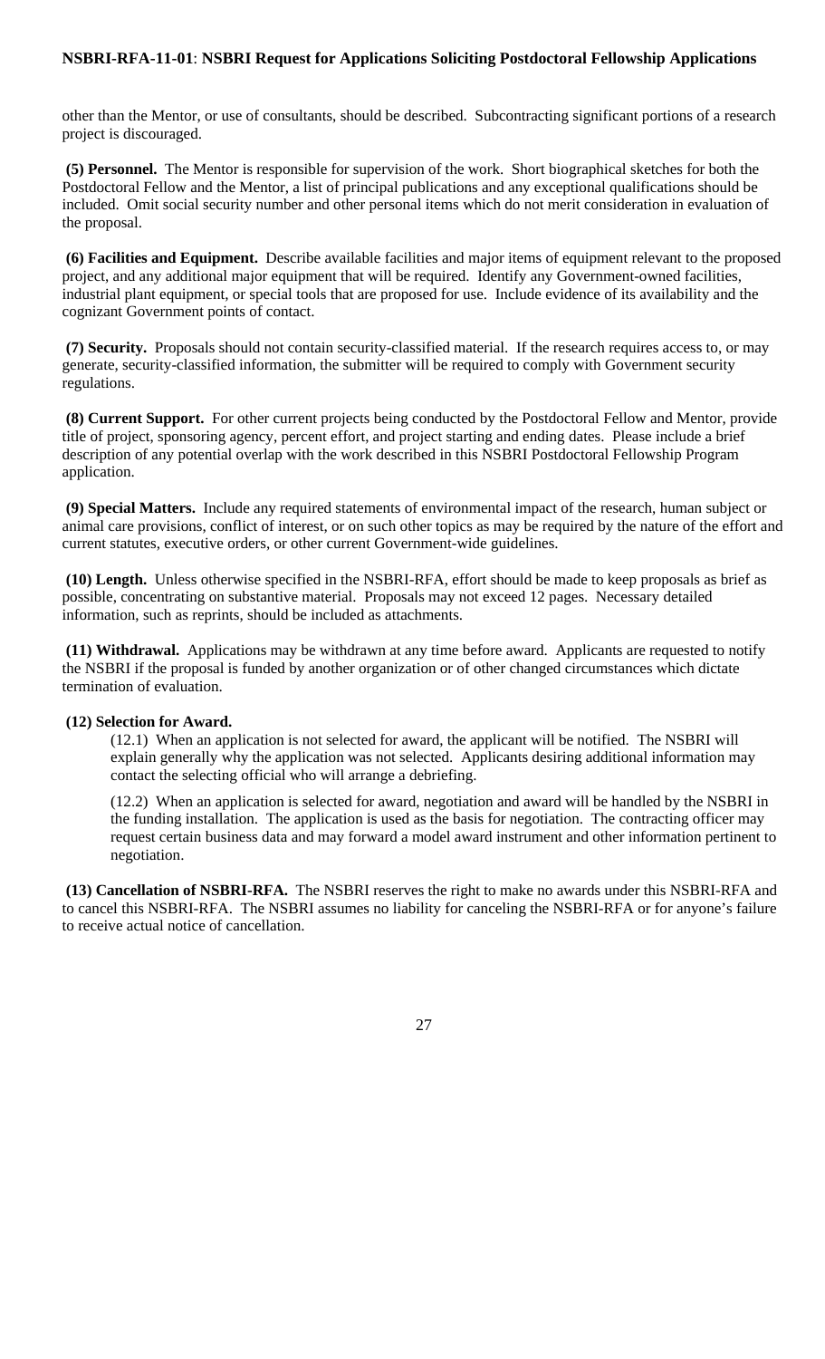other than the Mentor, or use of consultants, should be described. Subcontracting significant portions of a research project is discouraged.

**(5) Personnel.** The Mentor is responsible for supervision of the work. Short biographical sketches for both the Postdoctoral Fellow and the Mentor, a list of principal publications and any exceptional qualifications should be included. Omit social security number and other personal items which do not merit consideration in evaluation of the proposal.

**(6) Facilities and Equipment.** Describe available facilities and major items of equipment relevant to the proposed project, and any additional major equipment that will be required. Identify any Government-owned facilities, industrial plant equipment, or special tools that are proposed for use. Include evidence of its availability and the cognizant Government points of contact.

**(7) Security.** Proposals should not contain security-classified material. If the research requires access to, or may generate, security-classified information, the submitter will be required to comply with Government security regulations.

**(8) Current Support.** For other current projects being conducted by the Postdoctoral Fellow and Mentor, provide title of project, sponsoring agency, percent effort, and project starting and ending dates. Please include a brief description of any potential overlap with the work described in this NSBRI Postdoctoral Fellowship Program application.

**(9) Special Matters.** Include any required statements of environmental impact of the research, human subject or animal care provisions, conflict of interest, or on such other topics as may be required by the nature of the effort and current statutes, executive orders, or other current Government-wide guidelines.

**(10) Length.** Unless otherwise specified in the NSBRI-RFA, effort should be made to keep proposals as brief as possible, concentrating on substantive material. Proposals may not exceed 12 pages. Necessary detailed information, such as reprints, should be included as attachments.

**(11) Withdrawal.** Applications may be withdrawn at any time before award. Applicants are requested to notify the NSBRI if the proposal is funded by another organization or of other changed circumstances which dictate termination of evaluation.

**(12) Selection for Award.**

(12.1) When an application is not selected for award, the applicant will be notified. The NSBRI will explain generally why the application was not selected. Applicants desiring additional information may contact the selecting official who will arrange a debriefing.

(12.2) When an application is selected for award, negotiation and award will be handled by the NSBRI in the funding installation. The application is used as the basis for negotiation. The contracting officer may request certain business data and may forward a model award instrument and other information pertinent to negotiation.

**(13) Cancellation of NSBRI-RFA.** The NSBRI reserves the right to make no awards under this NSBRI-RFA and to cancel this NSBRI-RFA. The NSBRI assumes no liability for canceling the NSBRI-RFA or for anyone's failure to receive actual notice of cancellation.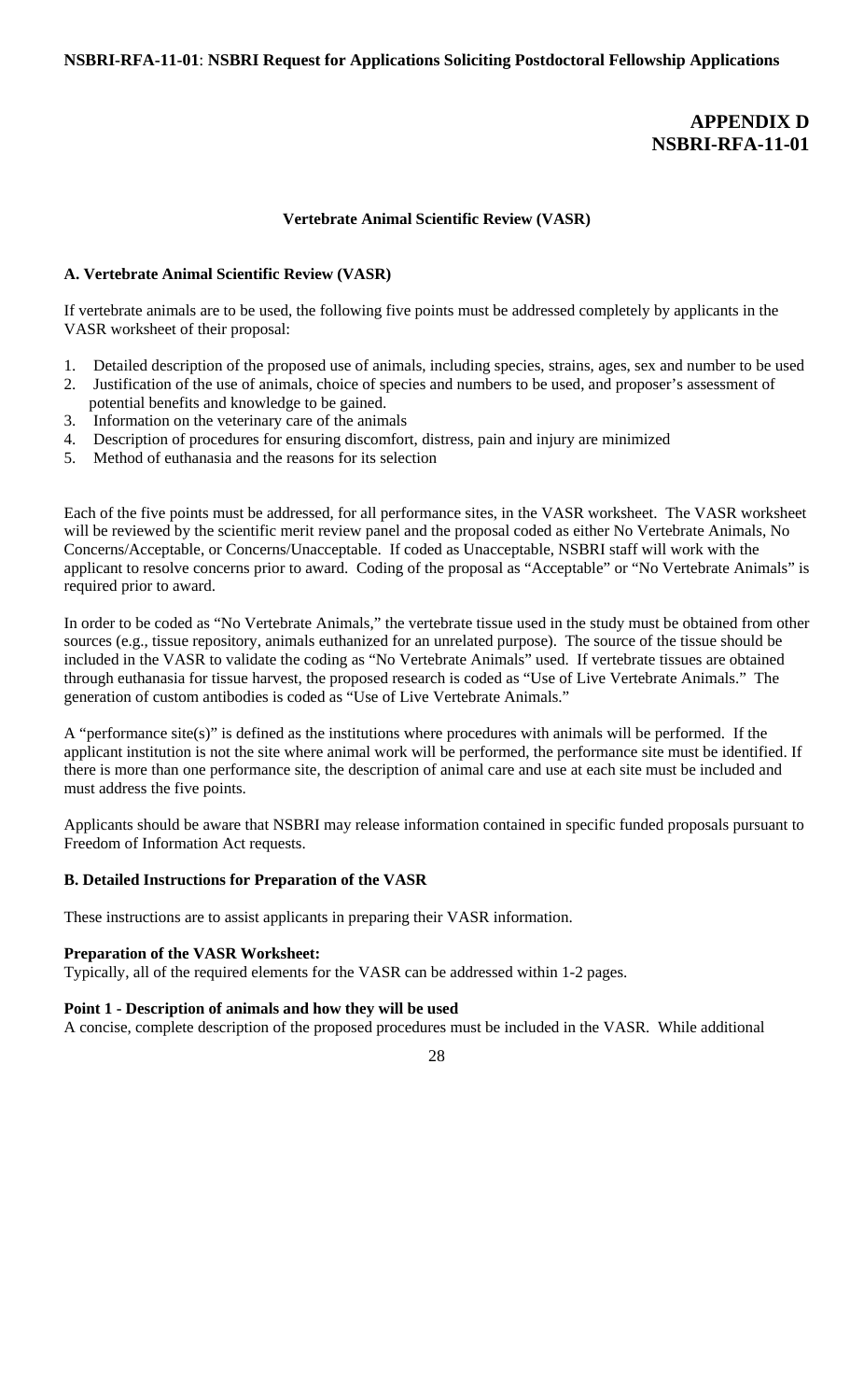# APPENDIX D
# NSBRI-RFA-11-01

**Vertebrate Animal Scientific Review (VASR)**

### A. Vertebrate Animal Scientific Review (VASR)

If vertebrate animals are to be used, the following five points must be addressed completely by applicants in the VASR worksheet of their proposal:

1. Detailed description of the proposed use of animals, including species, strains, ages, sex and number to be used
2. Justification of the use of animals, choice of species and numbers to be used, and proposer's assessment of potential benefits and knowledge to be gained.
3. Information on the veterinary care of the animals
4. Description of procedures for ensuring discomfort, distress, pain and injury are minimized
5. Method of euthanasia and the reasons for its selection

Each of the five points must be addressed, for all performance sites, in the VASR worksheet. The VASR worksheet will be reviewed by the scientific merit review panel and the proposal coded as either No Vertebrate Animals, No Concerns/Acceptable, or Concerns/Unacceptable. If coded as Unacceptable, NSBRI staff will work with the applicant to resolve concerns prior to award. Coding of the proposal as "Acceptable" or "No Vertebrate Animals" is required prior to award.

In order to be coded as "No Vertebrate Animals," the vertebrate tissue used in the study must be obtained from other sources (e.g., tissue repository, animals euthanized for an unrelated purpose). The source of the tissue should be included in the VASR to validate the coding as "No Vertebrate Animals" used. If vertebrate tissues are obtained through euthanasia for tissue harvest, the proposed research is coded as "Use of Live Vertebrate Animals." The generation of custom antibodies is coded as "Use of Live Vertebrate Animals."

A "performance site(s)" is defined as the institutions where procedures with animals will be performed. If the applicant institution is not the site where animal work will be performed, the performance site must be identified. If there is more than one performance site, the description of animal care and use at each site must be included and must address the five points.

Applicants should be aware that NSBRI may release information contained in specific funded proposals pursuant to Freedom of Information Act requests.

### B. Detailed Instructions for Preparation of the VASR

These instructions are to assist applicants in preparing their VASR information.

**Preparation of the VASR Worksheet:**
Typically, all of the required elements for the VASR can be addressed within 1-2 pages.

**Point 1 - Description of animals and how they will be used**
A concise, complete description of the proposed procedures must be included in the VASR. While additional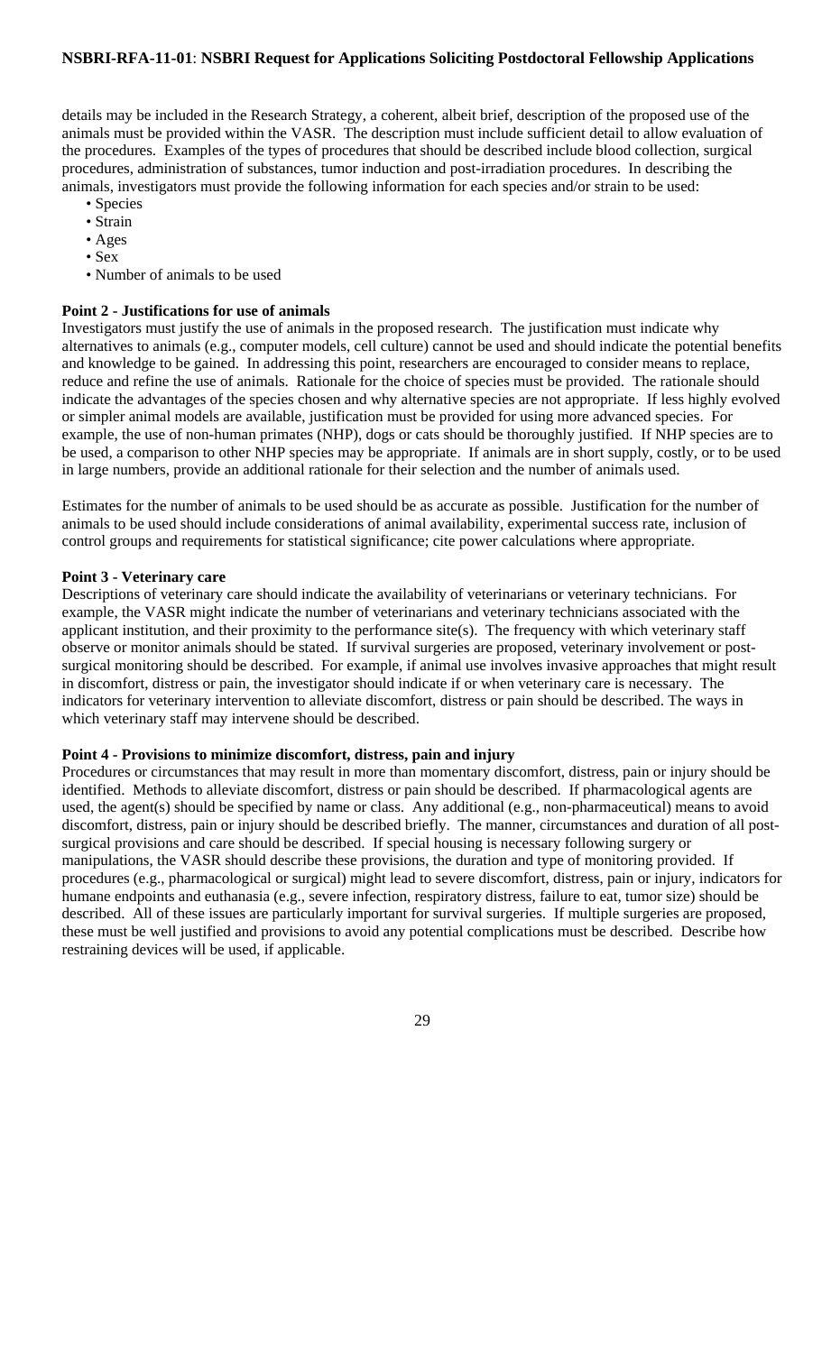details may be included in the Research Strategy, a coherent, albeit brief, description of the proposed use of the animals must be provided within the VASR. The description must include sufficient detail to allow evaluation of the procedures. Examples of the types of procedures that should be described include blood collection, surgical procedures, administration of substances, tumor induction and post-irradiation procedures. In describing the animals, investigators must provide the following information for each species and/or strain to be used:

- Species
- Strain
- Ages
- Sex
- Number of animals to be used

**Point 2 - Justifications for use of animals**

Investigators must justify the use of animals in the proposed research. The justification must indicate why alternatives to animals (e.g., computer models, cell culture) cannot be used and should indicate the potential benefits and knowledge to be gained. In addressing this point, researchers are encouraged to consider means to replace, reduce and refine the use of animals. Rationale for the choice of species must be provided. The rationale should indicate the advantages of the species chosen and why alternative species are not appropriate. If less highly evolved or simpler animal models are available, justification must be provided for using more advanced species. For example, the use of non-human primates (NHP), dogs or cats should be thoroughly justified. If NHP species are to be used, a comparison to other NHP species may be appropriate. If animals are in short supply, costly, or to be used in large numbers, provide an additional rationale for their selection and the number of animals used.

Estimates for the number of animals to be used should be as accurate as possible. Justification for the number of animals to be used should include considerations of animal availability, experimental success rate, inclusion of control groups and requirements for statistical significance; cite power calculations where appropriate.

**Point 3 - Veterinary care**

Descriptions of veterinary care should indicate the availability of veterinarians or veterinary technicians. For example, the VASR might indicate the number of veterinarians and veterinary technicians associated with the applicant institution, and their proximity to the performance site(s). The frequency with which veterinary staff observe or monitor animals should be stated. If survival surgeries are proposed, veterinary involvement or post-surgical monitoring should be described. For example, if animal use involves invasive approaches that might result in discomfort, distress or pain, the investigator should indicate if or when veterinary care is necessary. The indicators for veterinary intervention to alleviate discomfort, distress or pain should be described. The ways in which veterinary staff may intervene should be described.

**Point 4 - Provisions to minimize discomfort, distress, pain and injury**

Procedures or circumstances that may result in more than momentary discomfort, distress, pain or injury should be identified. Methods to alleviate discomfort, distress or pain should be described. If pharmacological agents are used, the agent(s) should be specified by name or class. Any additional (e.g., non-pharmaceutical) means to avoid discomfort, distress, pain or injury should be described briefly. The manner, circumstances and duration of all post-surgical provisions and care should be described. If special housing is necessary following surgery or manipulations, the VASR should describe these provisions, the duration and type of monitoring provided. If procedures (e.g., pharmacological or surgical) might lead to severe discomfort, distress, pain or injury, indicators for humane endpoints and euthanasia (e.g., severe infection, respiratory distress, failure to eat, tumor size) should be described. All of these issues are particularly important for survival surgeries. If multiple surgeries are proposed, these must be well justified and provisions to avoid any potential complications must be described. Describe how restraining devices will be used, if applicable.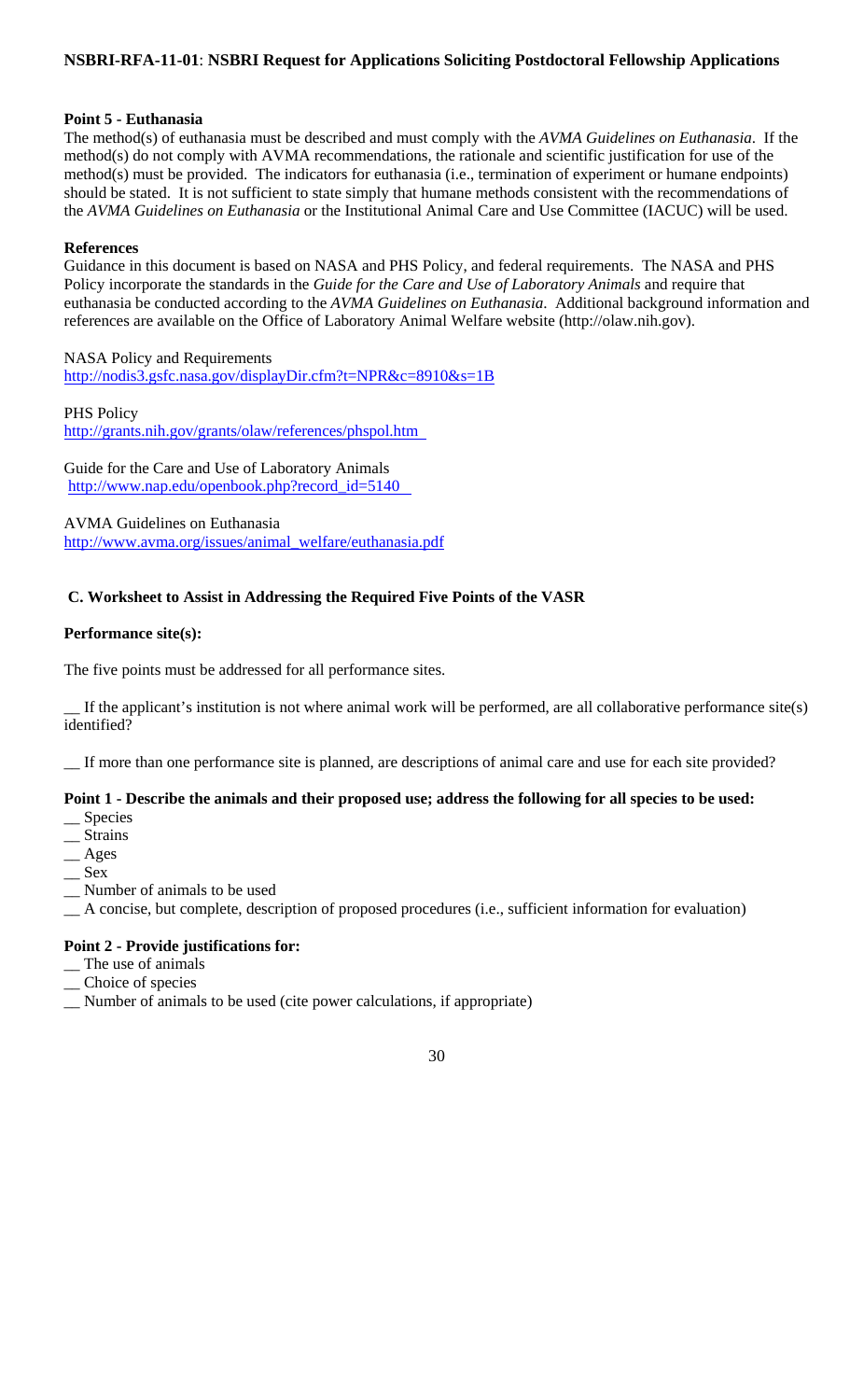#### Point 5 - Euthanasia

The method(s) of euthanasia must be described and must comply with the *AVMA Guidelines on Euthanasia*. If the method(s) do not comply with AVMA recommendations, the rationale and scientific justification for use of the method(s) must be provided. The indicators for euthanasia (i.e., termination of experiment or humane endpoints) should be stated. It is not sufficient to state simply that humane methods consistent with the recommendations of the *AVMA Guidelines on Euthanasia* or the Institutional Animal Care and Use Committee (IACUC) will be used.

#### References

Guidance in this document is based on NASA and PHS Policy, and federal requirements. The NASA and PHS Policy incorporate the standards in the *Guide for the Care and Use of Laboratory Animals* and require that euthanasia be conducted according to the *AVMA Guidelines on Euthanasia*. Additional background information and references are available on the Office of Laboratory Animal Welfare website (http://olaw.nih.gov).

NASA Policy and Requirements
http://nodis3.gsfc.nasa.gov/displayDir.cfm?t=NPR&c=8910&s=1B

PHS Policy
http://grants.nih.gov/grants/olaw/references/phspol.htm

Guide for the Care and Use of Laboratory Animals
http://www.nap.edu/openbook.php?record_id=5140

AVMA Guidelines on Euthanasia
http://www.avma.org/issues/animal_welfare/euthanasia.pdf

### C. Worksheet to Assist in Addressing the Required Five Points of the VASR

#### Performance site(s):

The five points must be addressed for all performance sites.

__ If the applicant's institution is not where animal work will be performed, are all collaborative performance site(s) identified?

__ If more than one performance site is planned, are descriptions of animal care and use for each site provided?

#### Point 1 - Describe the animals and their proposed use; address the following for all species to be used:

__ Species
__ Strains
__ Ages
__ Sex
__ Number of animals to be used
__ A concise, but complete, description of proposed procedures (i.e., sufficient information for evaluation)

#### Point 2 - Provide justifications for:

__ The use of animals
__ Choice of species
__ Number of animals to be used (cite power calculations, if appropriate)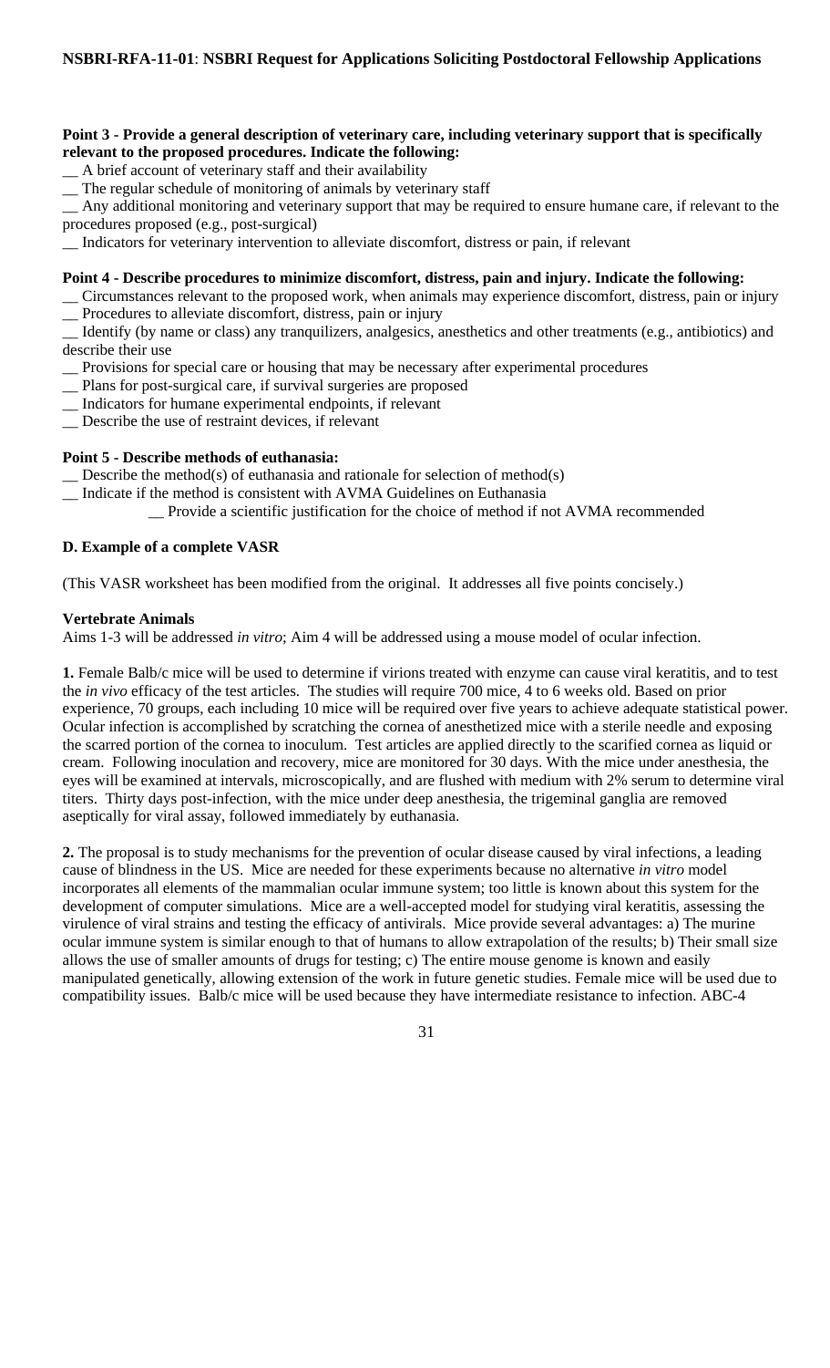**Point 3 - Provide a general description of veterinary care, including veterinary support that is specifically relevant to the proposed procedures. Indicate the following:**

__ A brief account of veterinary staff and their availability

__ The regular schedule of monitoring of animals by veterinary staff

__ Any additional monitoring and veterinary support that may be required to ensure humane care, if relevant to the procedures proposed (e.g., post-surgical)

__ Indicators for veterinary intervention to alleviate discomfort, distress or pain, if relevant

**Point 4 - Describe procedures to minimize discomfort, distress, pain and injury. Indicate the following:**

__ Circumstances relevant to the proposed work, when animals may experience discomfort, distress, pain or injury

__ Procedures to alleviate discomfort, distress, pain or injury

__ Identify (by name or class) any tranquilizers, analgesics, anesthetics and other treatments (e.g., antibiotics) and describe their use

__ Provisions for special care or housing that may be necessary after experimental procedures

__ Plans for post-surgical care, if survival surgeries are proposed

__ Indicators for humane experimental endpoints, if relevant

__ Describe the use of restraint devices, if relevant

**Point 5 - Describe methods of euthanasia:**

__ Describe the method(s) of euthanasia and rationale for selection of method(s)

__ Indicate if the method is consistent with AVMA Guidelines on Euthanasia

  __ Provide a scientific justification for the choice of method if not AVMA recommended

### D. Example of a complete VASR

(This VASR worksheet has been modified from the original. It addresses all five points concisely.)

**Vertebrate Animals**

Aims 1-3 will be addressed *in vitro*; Aim 4 will be addressed using a mouse model of ocular infection.

**1.** Female Balb/c mice will be used to determine if virions treated with enzyme can cause viral keratitis, and to test the *in vivo* efficacy of the test articles. The studies will require 700 mice, 4 to 6 weeks old. Based on prior experience, 70 groups, each including 10 mice will be required over five years to achieve adequate statistical power. Ocular infection is accomplished by scratching the cornea of anesthetized mice with a sterile needle and exposing the scarred portion of the cornea to inoculum. Test articles are applied directly to the scarified cornea as liquid or cream. Following inoculation and recovery, mice are monitored for 30 days. With the mice under anesthesia, the eyes will be examined at intervals, microscopically, and are flushed with medium with 2% serum to determine viral titers. Thirty days post-infection, with the mice under deep anesthesia, the trigeminal ganglia are removed aseptically for viral assay, followed immediately by euthanasia.

**2.** The proposal is to study mechanisms for the prevention of ocular disease caused by viral infections, a leading cause of blindness in the US. Mice are needed for these experiments because no alternative *in vitro* model incorporates all elements of the mammalian ocular immune system; too little is known about this system for the development of computer simulations. Mice are a well-accepted model for studying viral keratitis, assessing the virulence of viral strains and testing the efficacy of antivirals. Mice provide several advantages: a) The murine ocular immune system is similar enough to that of humans to allow extrapolation of the results; b) Their small size allows the use of smaller amounts of drugs for testing; c) The entire mouse genome is known and easily manipulated genetically, allowing extension of the work in future genetic studies. Female mice will be used due to compatibility issues. Balb/c mice will be used because they have intermediate resistance to infection. ABC-4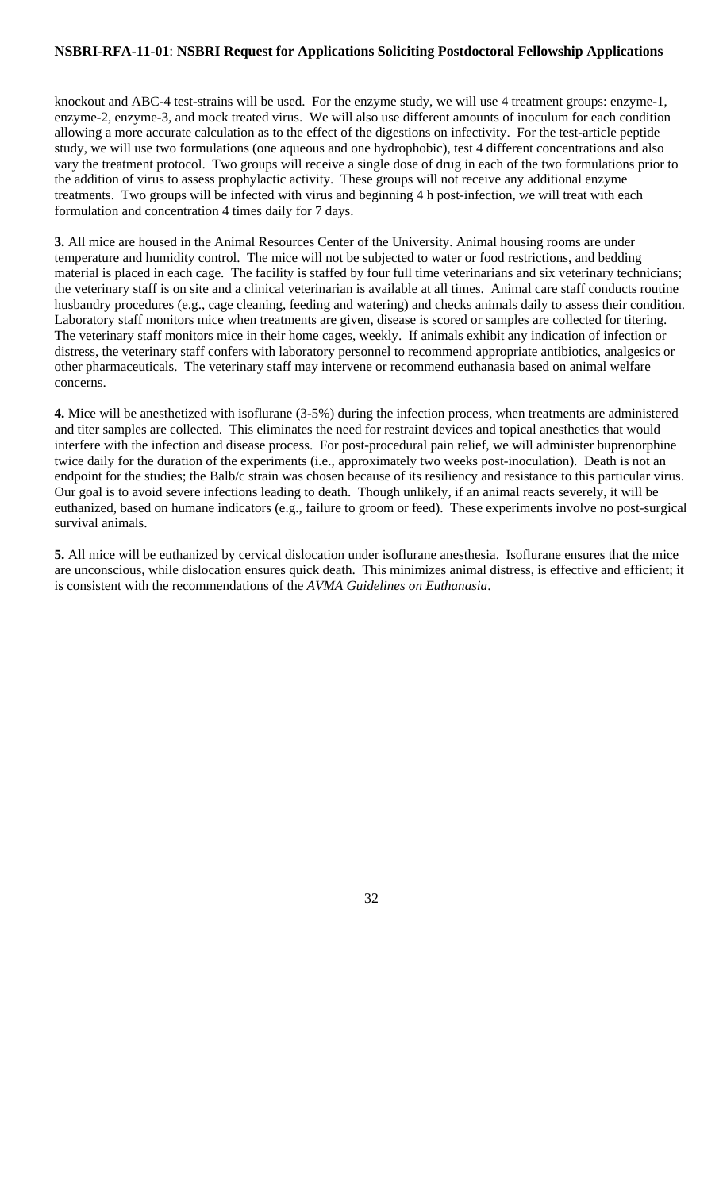knockout and ABC-4 test-strains will be used. For the enzyme study, we will use 4 treatment groups: enzyme-1, enzyme-2, enzyme-3, and mock treated virus. We will also use different amounts of inoculum for each condition allowing a more accurate calculation as to the effect of the digestions on infectivity. For the test-article peptide study, we will use two formulations (one aqueous and one hydrophobic), test 4 different concentrations and also vary the treatment protocol. Two groups will receive a single dose of drug in each of the two formulations prior to the addition of virus to assess prophylactic activity. These groups will not receive any additional enzyme treatments. Two groups will be infected with virus and beginning 4 h post-infection, we will treat with each formulation and concentration 4 times daily for 7 days.

**3.** All mice are housed in the Animal Resources Center of the University. Animal housing rooms are under temperature and humidity control. The mice will not be subjected to water or food restrictions, and bedding material is placed in each cage. The facility is staffed by four full time veterinarians and six veterinary technicians; the veterinary staff is on site and a clinical veterinarian is available at all times. Animal care staff conducts routine husbandry procedures (e.g., cage cleaning, feeding and watering) and checks animals daily to assess their condition. Laboratory staff monitors mice when treatments are given, disease is scored or samples are collected for titering. The veterinary staff monitors mice in their home cages, weekly. If animals exhibit any indication of infection or distress, the veterinary staff confers with laboratory personnel to recommend appropriate antibiotics, analgesics or other pharmaceuticals. The veterinary staff may intervene or recommend euthanasia based on animal welfare concerns.

**4.** Mice will be anesthetized with isoflurane (3-5%) during the infection process, when treatments are administered and titer samples are collected. This eliminates the need for restraint devices and topical anesthetics that would interfere with the infection and disease process. For post-procedural pain relief, we will administer buprenorphine twice daily for the duration of the experiments (i.e., approximately two weeks post-inoculation). Death is not an endpoint for the studies; the Balb/c strain was chosen because of its resiliency and resistance to this particular virus. Our goal is to avoid severe infections leading to death. Though unlikely, if an animal reacts severely, it will be euthanized, based on humane indicators (e.g., failure to groom or feed). These experiments involve no post-surgical survival animals.

**5.** All mice will be euthanized by cervical dislocation under isoflurane anesthesia. Isoflurane ensures that the mice are unconscious, while dislocation ensures quick death. This minimizes animal distress, is effective and efficient; it is consistent with the recommendations of the *AVMA Guidelines on Euthanasia*.